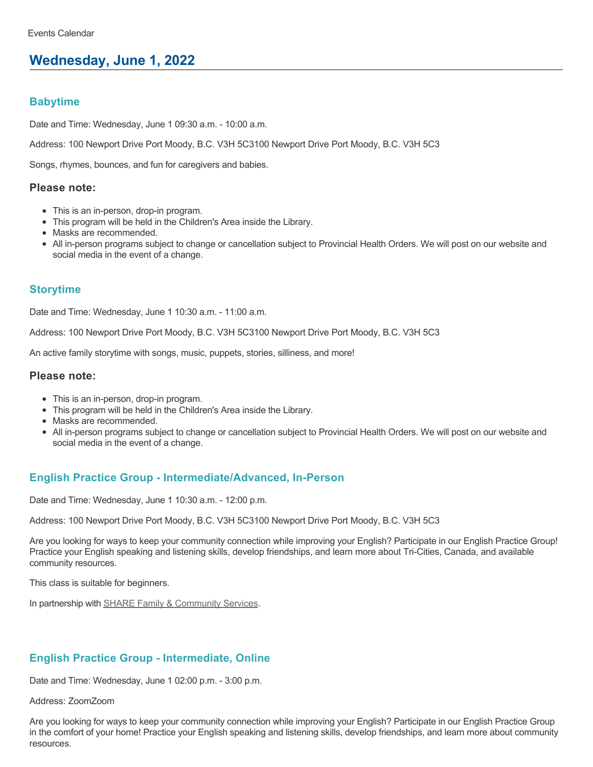Events Calendar

# Wednesday, June 1, 2022

## Babytime

Date and Time: Wednesday, June 1 09:30 a.m. - 10:00 a.m.

Address: 100 Newport Drive Port Moody, B.C. V3H 5C3100 Newport Drive Port Moody, B.C. V3H 5C3

Songs, rhymes, bounces, and fun for caregivers and babies.

### Please note:

- This is an in-person, drop-in program.
- This program will be held in the Children's Area inside the Library.
- Masks are recommended.
- All in-person programs subject to change or cancellation subject to Provincial Health Orders. We will post on our website and social media in the event of a change.

## Storytime

Date and Time: Wednesday, June 1 10:30 a.m. - 11:00 a.m.

Address: 100 Newport Drive Port Moody, B.C. V3H 5C3100 Newport Drive Port Moody, B.C. V3H 5C3

An active family storytime with songs, music, puppets, stories, silliness, and more!

### Please note:

- This is an in-person, drop-in program.
- This program will be held in the Children's Area inside the Library.
- Masks are recommended.
- All in-person programs subject to change or cancellation subject to Provincial Health Orders. We will post on our website and social media in the event of a change.

## English Practice Group - Intermediate/Advanced, In-Person

Date and Time: Wednesday, June 1 10:30 a.m. - 12:00 p.m.

Address: 100 Newport Drive Port Moody, B.C. V3H 5C3100 Newport Drive Port Moody, B.C. V3H 5C3

Are you looking for ways to keep your community connection while improving your English? Participate in our English Practice Group! Practice your English speaking and listening skills, develop friendships, and learn more about Tri-Cities, Canada, and available community resources.

This class is suitable for beginners.

In partnership with SHARE Family & Community Services.

## English Practice Group - Intermediate, Online

Date and Time: Wednesday, June 1 02:00 p.m. - 3:00 p.m.

Address: ZoomZoom

Are you looking for ways to keep your community connection while improving your English? Participate in our English Practice Group in the comfort of your home! Practice your English speaking and listening skills, develop friendships, and learn more about community resources.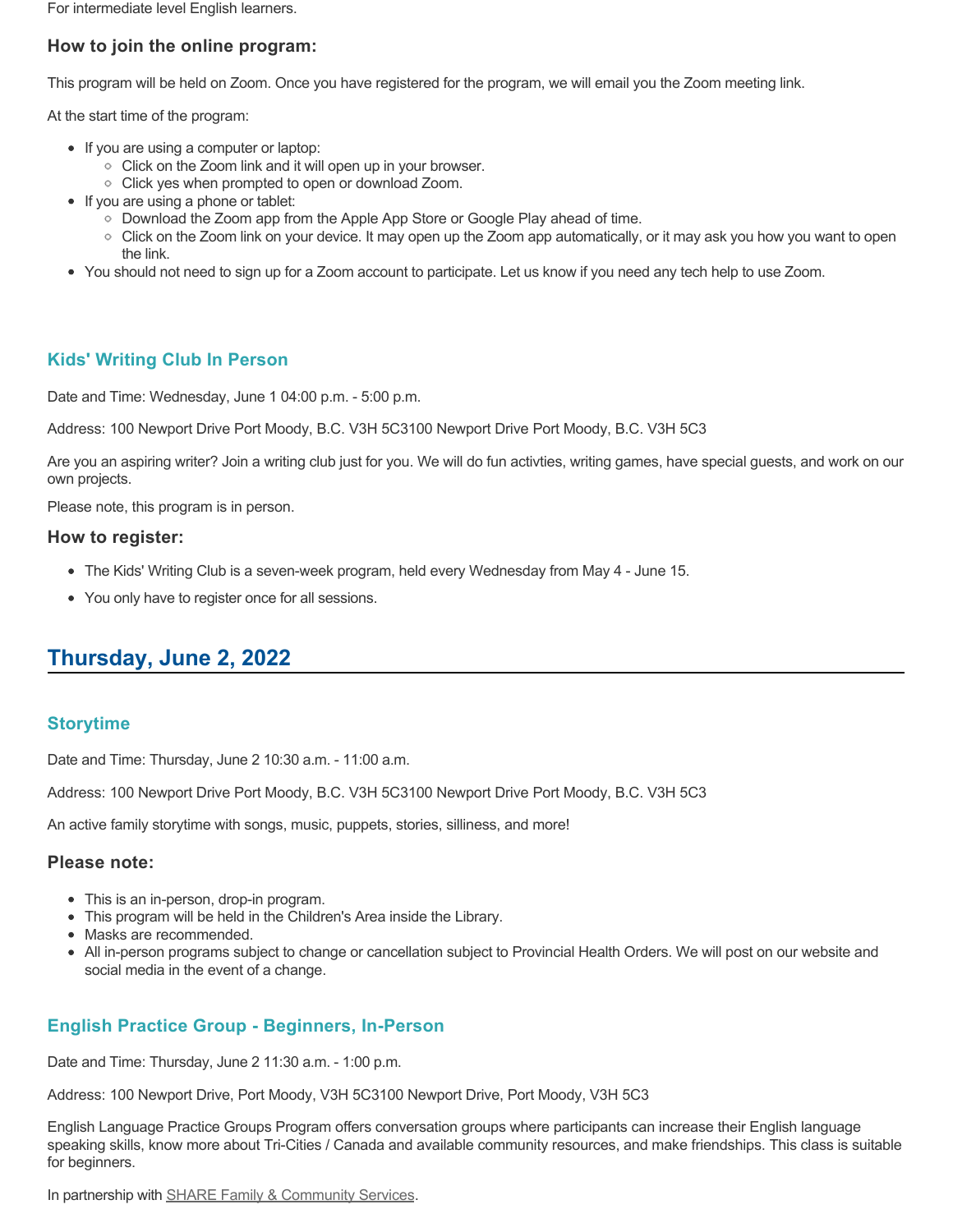For intermediate level English learners.

### How to join the online program:

This program will be held on Zoom. Once you have registered for the program, we will email you the Zoom meeting link.

At the start time of the program:

- If you are using a computer or laptop:
  - Click on the Zoom link and it will open up in your browser.
  - Click yes when prompted to open or download Zoom.
- If you are using a phone or tablet:
  - Download the Zoom app from the Apple App Store or Google Play ahead of time.
  - Click on the Zoom link on your device. It may open up the Zoom app automatically, or it may ask you how you want to open the link.
- You should not need to sign up for a Zoom account to participate. Let us know if you need any tech help to use Zoom.

### Kids' Writing Club In Person

Date and Time: Wednesday, June 1 04:00 p.m. - 5:00 p.m.

Address: 100 Newport Drive Port Moody, B.C. V3H 5C3100 Newport Drive Port Moody, B.C. V3H 5C3

Are you an aspiring writer? Join a writing club just for you. We will do fun activties, writing games, have special guests, and work on our own projects.

Please note, this program is in person.

### How to register:

- The Kids' Writing Club is a seven-week program, held every Wednesday from May 4 - June 15.
- You only have to register once for all sessions.

## Thursday, June 2, 2022

### Storytime

Date and Time: Thursday, June 2 10:30 a.m. - 11:00 a.m.

Address: 100 Newport Drive Port Moody, B.C. V3H 5C3100 Newport Drive Port Moody, B.C. V3H 5C3

An active family storytime with songs, music, puppets, stories, silliness, and more!

### Please note:

- This is an in-person, drop-in program.
- This program will be held in the Children's Area inside the Library.
- Masks are recommended.
- All in-person programs subject to change or cancellation subject to Provincial Health Orders. We will post on our website and social media in the event of a change.

### English Practice Group - Beginners, In-Person

Date and Time: Thursday, June 2 11:30 a.m. - 1:00 p.m.

Address: 100 Newport Drive, Port Moody, V3H 5C3100 Newport Drive, Port Moody, V3H 5C3

English Language Practice Groups Program offers conversation groups where participants can increase their English language speaking skills, know more about Tri-Cities / Canada and available community resources, and make friendships. This class is suitable for beginners.

In partnership with SHARE Family & Community Services.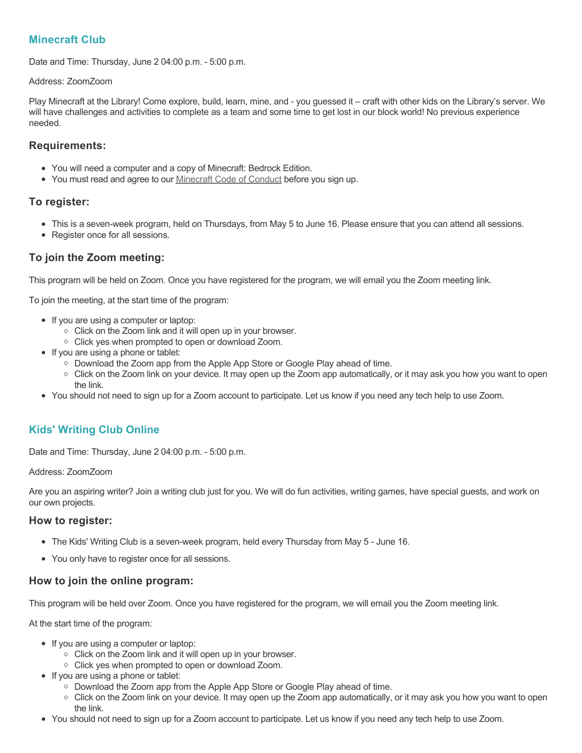## Minecraft Club

Date and Time: Thursday, June 2 04:00 p.m. - 5:00 p.m.

Address: ZoomZoom

Play Minecraft at the Library! Come explore, build, learn, mine, and - you guessed it – craft with other kids on the Library's server. We will have challenges and activities to complete as a team and some time to get lost in our block world! No previous experience needed.

### Requirements:

- You will need a computer and a copy of Minecraft: Bedrock Edition.
- You must read and agree to our Minecraft Code of Conduct before you sign up.

### To register:

- This is a seven-week program, held on Thursdays, from May 5 to June 16. Please ensure that you can attend all sessions.
- Register once for all sessions.

### To join the Zoom meeting:

This program will be held on Zoom. Once you have registered for the program, we will email you the Zoom meeting link.

To join the meeting, at the start time of the program:

- If you are using a computer or laptop:
  - Click on the Zoom link and it will open up in your browser.
  - Click yes when prompted to open or download Zoom.
- If you are using a phone or tablet:
  - Download the Zoom app from the Apple App Store or Google Play ahead of time.
  - Click on the Zoom link on your device. It may open up the Zoom app automatically, or it may ask you how you want to open the link.
- You should not need to sign up for a Zoom account to participate. Let us know if you need any tech help to use Zoom.

## Kids' Writing Club Online

Date and Time: Thursday, June 2 04:00 p.m. - 5:00 p.m.

Address: ZoomZoom

Are you an aspiring writer? Join a writing club just for you. We will do fun activities, writing games, have special guests, and work on our own projects.

### How to register:

- The Kids' Writing Club is a seven-week program, held every Thursday from May 5 - June 16.
- You only have to register once for all sessions.

### How to join the online program:

This program will be held over Zoom. Once you have registered for the program, we will email you the Zoom meeting link.

At the start time of the program:

- If you are using a computer or laptop:
  - Click on the Zoom link and it will open up in your browser.
  - Click yes when prompted to open or download Zoom.
- If you are using a phone or tablet:
  - Download the Zoom app from the Apple App Store or Google Play ahead of time.
  - Click on the Zoom link on your device. It may open up the Zoom app automatically, or it may ask you how you want to open the link.
- You should not need to sign up for a Zoom account to participate. Let us know if you need any tech help to use Zoom.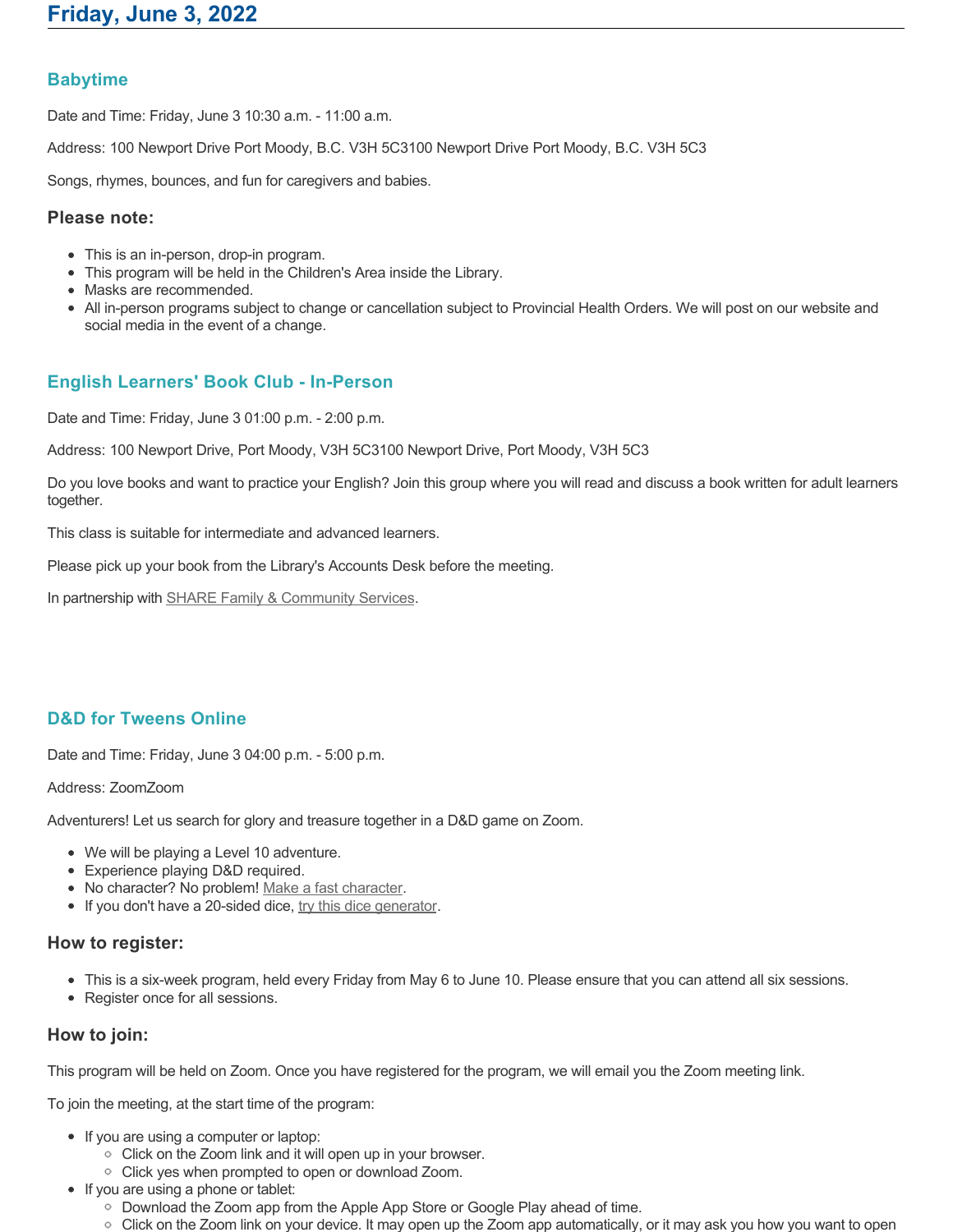# Friday, June 3, 2022

## Babytime

Date and Time: Friday, June 3 10:30 a.m. - 11:00 a.m.

Address: 100 Newport Drive Port Moody, B.C. V3H 5C3100 Newport Drive Port Moody, B.C. V3H 5C3

Songs, rhymes, bounces, and fun for caregivers and babies.

### Please note:

- This is an in-person, drop-in program.
- This program will be held in the Children's Area inside the Library.
- Masks are recommended.
- All in-person programs subject to change or cancellation subject to Provincial Health Orders. We will post on our website and social media in the event of a change.

## English Learners' Book Club - In-Person

Date and Time: Friday, June 3 01:00 p.m. - 2:00 p.m.

Address: 100 Newport Drive, Port Moody, V3H 5C3100 Newport Drive, Port Moody, V3H 5C3

Do you love books and want to practice your English? Join this group where you will read and discuss a book written for adult learners together.

This class is suitable for intermediate and advanced learners.

Please pick up your book from the Library's Accounts Desk before the meeting.

In partnership with SHARE Family & Community Services.

## D&D for Tweens Online

Date and Time: Friday, June 3 04:00 p.m. - 5:00 p.m.

Address: ZoomZoom

Adventurers! Let us search for glory and treasure together in a D&D game on Zoom.

- We will be playing a Level 10 adventure.
- Experience playing D&D required.
- No character? No problem! Make a fast character.
- If you don't have a 20-sided dice, try this dice generator.

### How to register:

- This is a six-week program, held every Friday from May 6 to June 10. Please ensure that you can attend all six sessions.
- Register once for all sessions.

### How to join:

This program will be held on Zoom. Once you have registered for the program, we will email you the Zoom meeting link.

To join the meeting, at the start time of the program:

- If you are using a computer or laptop:
  - Click on the Zoom link and it will open up in your browser.
  - Click yes when prompted to open or download Zoom.
- If you are using a phone or tablet:
  - Download the Zoom app from the Apple App Store or Google Play ahead of time.
  - Click on the Zoom link on your device. It may open up the Zoom app automatically, or it may ask you how you want to open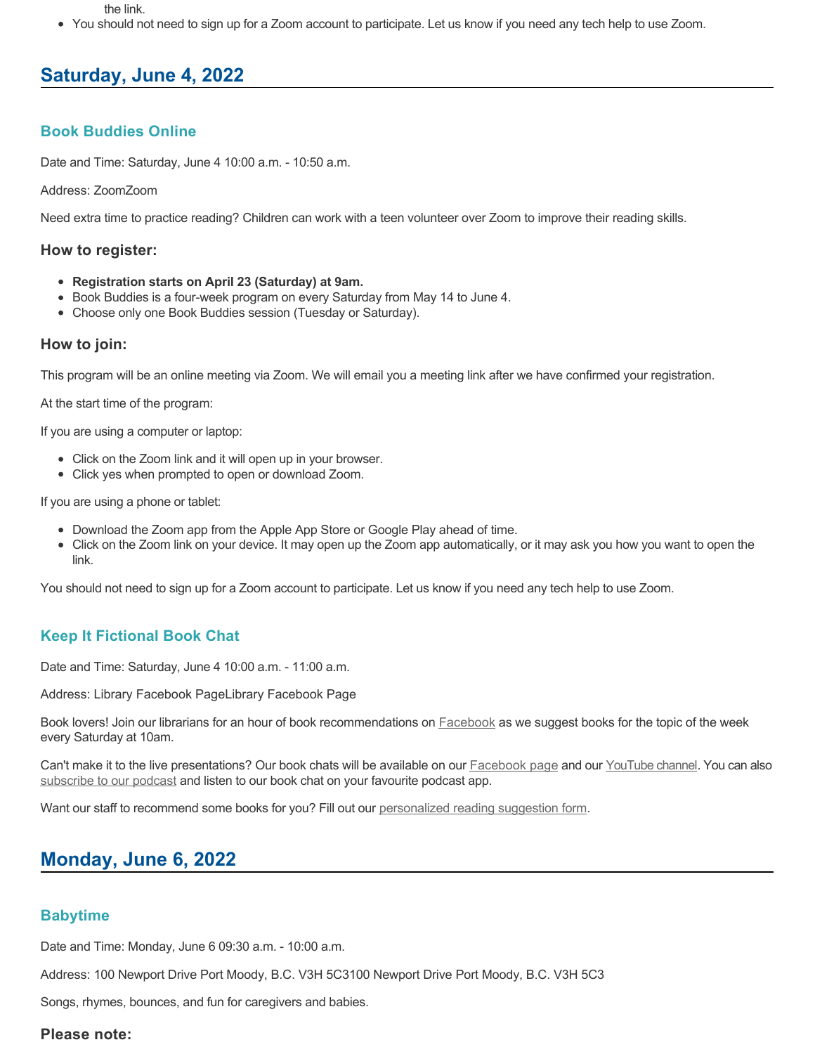the link.

- You should not need to sign up for a Zoom account to participate. Let us know if you need any tech help to use Zoom.

## Saturday, June 4, 2022

### Book Buddies Online

Date and Time: Saturday, June 4 10:00 a.m. - 10:50 a.m.

Address: ZoomZoom

Need extra time to practice reading? Children can work with a teen volunteer over Zoom to improve their reading skills.

#### How to register:

- **Registration starts on April 23 (Saturday) at 9am.**
- Book Buddies is a four-week program on every Saturday from May 14 to June 4.
- Choose only one Book Buddies session (Tuesday or Saturday).

#### How to join:

This program will be an online meeting via Zoom. We will email you a meeting link after we have confirmed your registration.

At the start time of the program:

If you are using a computer or laptop:

- Click on the Zoom link and it will open up in your browser.
- Click yes when prompted to open or download Zoom.

If you are using a phone or tablet:

- Download the Zoom app from the Apple App Store or Google Play ahead of time.
- Click on the Zoom link on your device. It may open up the Zoom app automatically, or it may ask you how you want to open the link.

You should not need to sign up for a Zoom account to participate. Let us know if you need any tech help to use Zoom.

### Keep It Fictional Book Chat

Date and Time: Saturday, June 4 10:00 a.m. - 11:00 a.m.

Address: Library Facebook PageLibrary Facebook Page

Book lovers! Join our librarians for an hour of book recommendations on Facebook as we suggest books for the topic of the week every Saturday at 10am.

Can't make it to the live presentations? Our book chats will be available on our Facebook page and our YouTube channel. You can also subscribe to our podcast and listen to our book chat on your favourite podcast app.

Want our staff to recommend some books for you? Fill out our personalized reading suggestion form.

## Monday, June 6, 2022

### Babytime

Date and Time: Monday, June 6 09:30 a.m. - 10:00 a.m.

Address: 100 Newport Drive Port Moody, B.C. V3H 5C3100 Newport Drive Port Moody, B.C. V3H 5C3

Songs, rhymes, bounces, and fun for caregivers and babies.

#### Please note: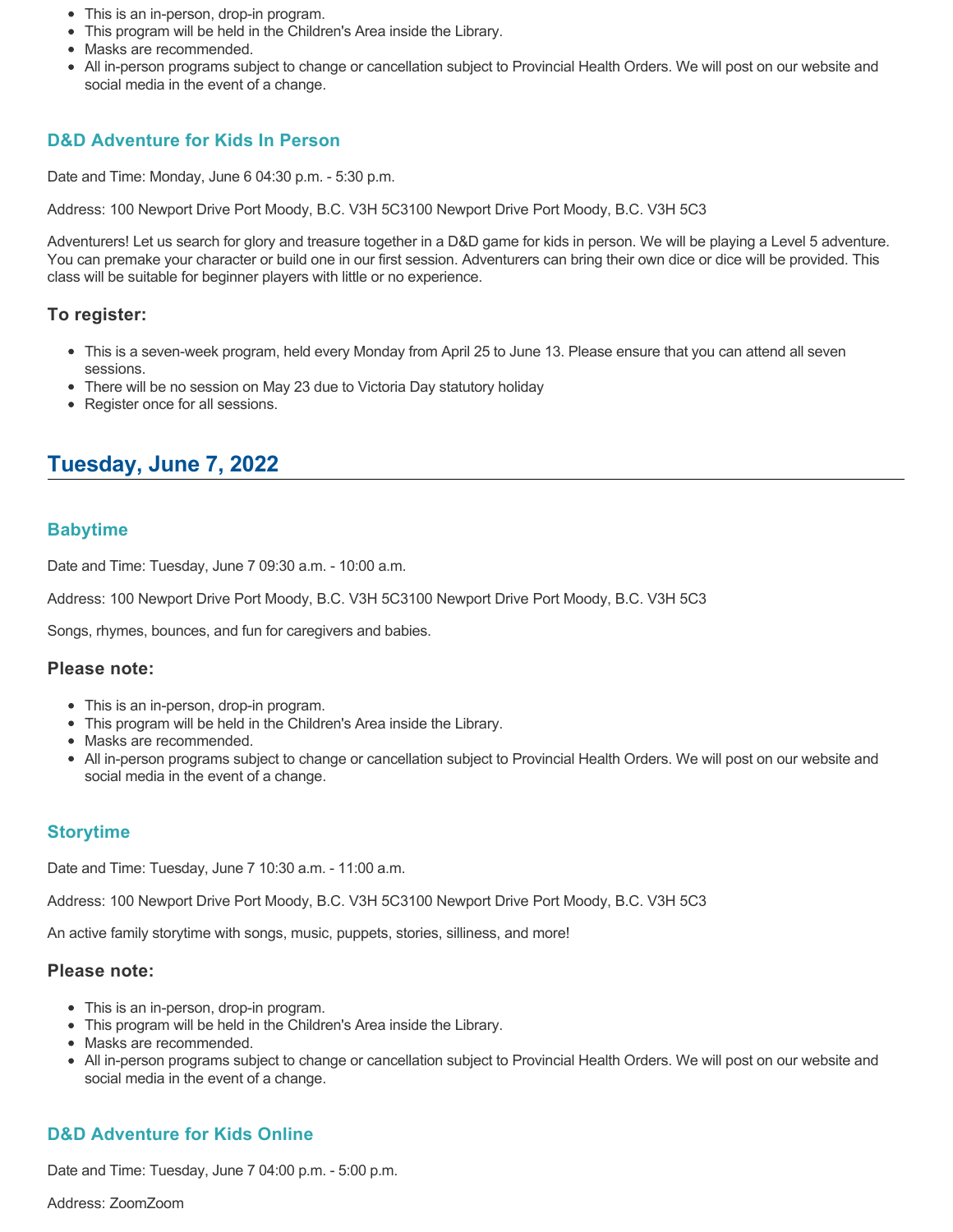- This is an in-person, drop-in program.
- This program will be held in the Children's Area inside the Library.
- Masks are recommended.
- All in-person programs subject to change or cancellation subject to Provincial Health Orders. We will post on our website and social media in the event of a change.

### D&D Adventure for Kids In Person

Date and Time: Monday, June 6 04:30 p.m. - 5:30 p.m.

Address: 100 Newport Drive Port Moody, B.C. V3H 5C3100 Newport Drive Port Moody, B.C. V3H 5C3

Adventurers! Let us search for glory and treasure together in a D&D game for kids in person. We will be playing a Level 5 adventure. You can premake your character or build one in our first session. Adventurers can bring their own dice or dice will be provided. This class will be suitable for beginner players with little or no experience.

#### To register:

- This is a seven-week program, held every Monday from April 25 to June 13. Please ensure that you can attend all seven sessions.
- There will be no session on May 23 due to Victoria Day statutory holiday
- Register once for all sessions.

## Tuesday, June 7, 2022

### Babytime

Date and Time: Tuesday, June 7 09:30 a.m. - 10:00 a.m.

Address: 100 Newport Drive Port Moody, B.C. V3H 5C3100 Newport Drive Port Moody, B.C. V3H 5C3

Songs, rhymes, bounces, and fun for caregivers and babies.

#### Please note:

- This is an in-person, drop-in program.
- This program will be held in the Children's Area inside the Library.
- Masks are recommended.
- All in-person programs subject to change or cancellation subject to Provincial Health Orders. We will post on our website and social media in the event of a change.

### Storytime

Date and Time: Tuesday, June 7 10:30 a.m. - 11:00 a.m.

Address: 100 Newport Drive Port Moody, B.C. V3H 5C3100 Newport Drive Port Moody, B.C. V3H 5C3

An active family storytime with songs, music, puppets, stories, silliness, and more!

#### Please note:

- This is an in-person, drop-in program.
- This program will be held in the Children's Area inside the Library.
- Masks are recommended.
- All in-person programs subject to change or cancellation subject to Provincial Health Orders. We will post on our website and social media in the event of a change.

### D&D Adventure for Kids Online

Date and Time: Tuesday, June 7 04:00 p.m. - 5:00 p.m.

Address: ZoomZoom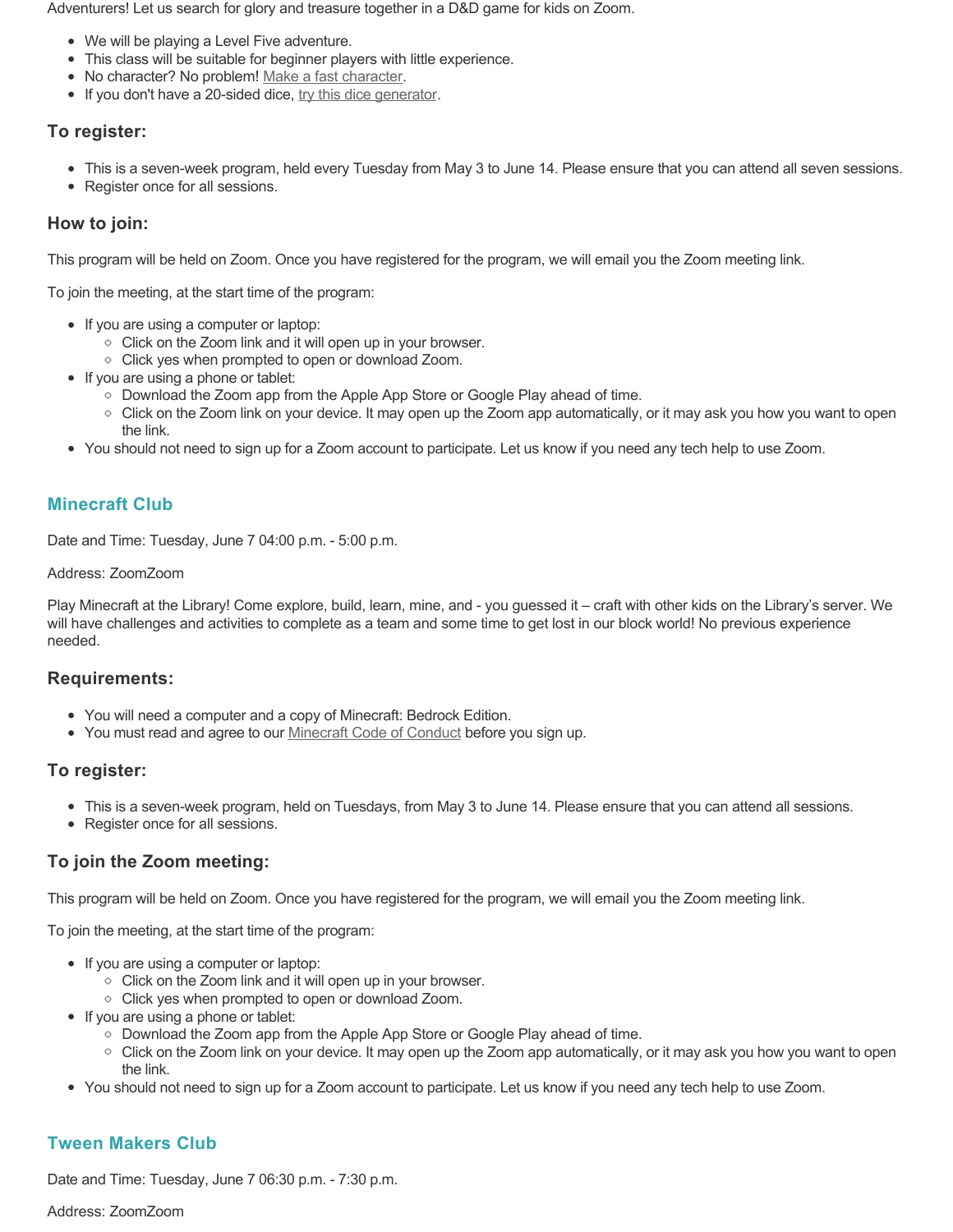Adventurers! Let us search for glory and treasure together in a D&D game for kids on Zoom.

- We will be playing a Level Five adventure.
- This class will be suitable for beginner players with little experience.
- No character? No problem! [Make a fast character](#).
- If you don't have a 20-sided dice, [try this dice generator](#).

### To register:

- This is a seven-week program, held every Tuesday from May 3 to June 14. Please ensure that you can attend all seven sessions.
- Register once for all sessions.

### How to join:

This program will be held on Zoom. Once you have registered for the program, we will email you the Zoom meeting link.

To join the meeting, at the start time of the program:

- If you are using a computer or laptop:
  - Click on the Zoom link and it will open up in your browser.
  - Click yes when prompted to open or download Zoom.
- If you are using a phone or tablet:
  - Download the Zoom app from the Apple App Store or Google Play ahead of time.
  - Click on the Zoom link on your device. It may open up the Zoom app automatically, or it may ask you how you want to open the link.
- You should not need to sign up for a Zoom account to participate. Let us know if you need any tech help to use Zoom.

## Minecraft Club

Date and Time: Tuesday, June 7 04:00 p.m. - 5:00 p.m.

Address: ZoomZoom

Play Minecraft at the Library! Come explore, build, learn, mine, and - you guessed it – craft with other kids on the Library's server. We will have challenges and activities to complete as a team and some time to get lost in our block world! No previous experience needed.

### Requirements:

- You will need a computer and a copy of Minecraft: Bedrock Edition.
- You must read and agree to our [Minecraft Code of Conduct](#) before you sign up.

### To register:

- This is a seven-week program, held on Tuesdays, from May 3 to June 14. Please ensure that you can attend all sessions.
- Register once for all sessions.

### To join the Zoom meeting:

This program will be held on Zoom. Once you have registered for the program, we will email you the Zoom meeting link.

To join the meeting, at the start time of the program:

- If you are using a computer or laptop:
  - Click on the Zoom link and it will open up in your browser.
  - Click yes when prompted to open or download Zoom.
- If you are using a phone or tablet:
  - Download the Zoom app from the Apple App Store or Google Play ahead of time.
  - Click on the Zoom link on your device. It may open up the Zoom app automatically, or it may ask you how you want to open the link.
- You should not need to sign up for a Zoom account to participate. Let us know if you need any tech help to use Zoom.

## Tween Makers Club

Date and Time: Tuesday, June 7 06:30 p.m. - 7:30 p.m.

Address: ZoomZoom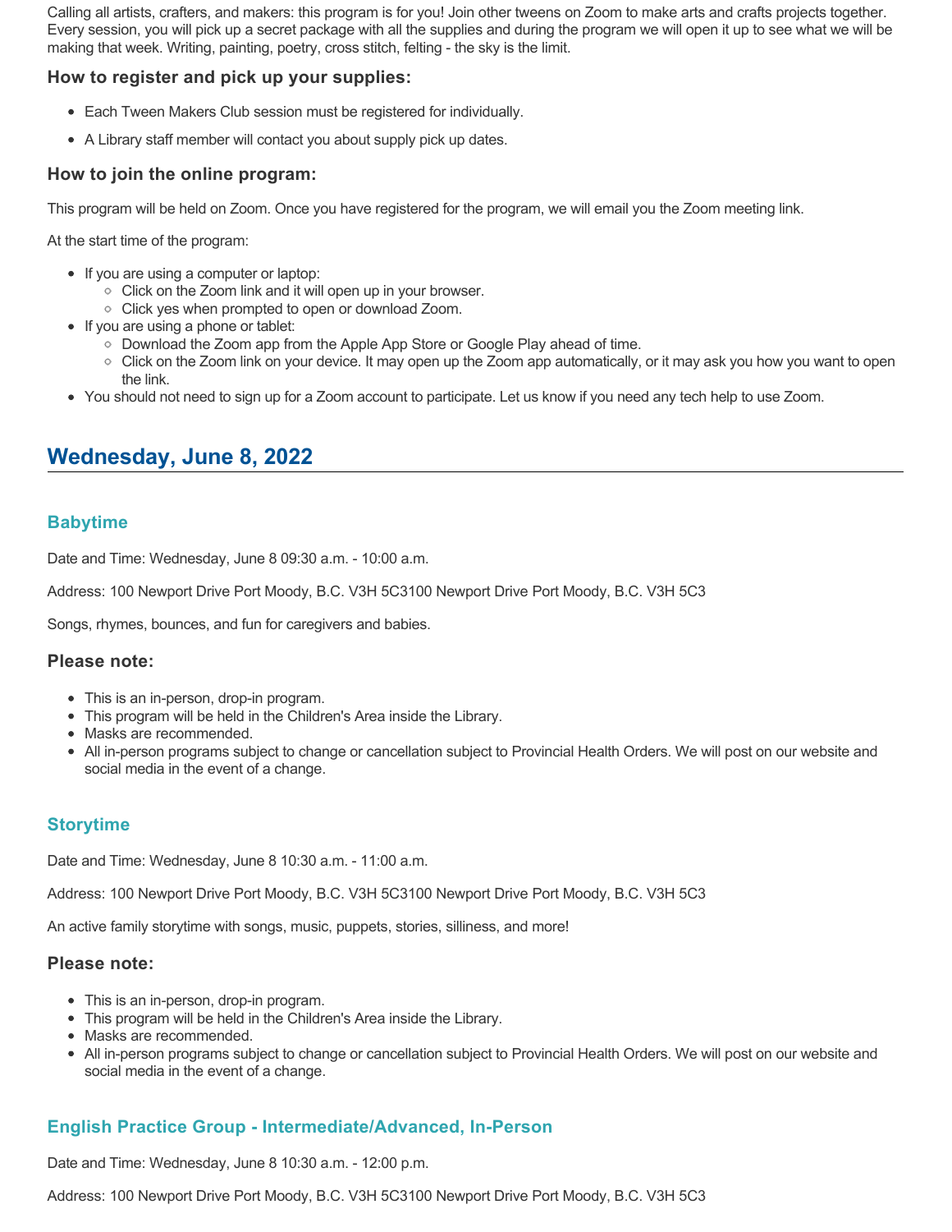Calling all artists, crafters, and makers: this program is for you! Join other tweens on Zoom to make arts and crafts projects together. Every session, you will pick up a secret package with all the supplies and during the program we will open it up to see what we will be making that week. Writing, painting, poetry, cross stitch, felting - the sky is the limit.

### How to register and pick up your supplies:

- Each Tween Makers Club session must be registered for individually.
- A Library staff member will contact you about supply pick up dates.

### How to join the online program:

This program will be held on Zoom. Once you have registered for the program, we will email you the Zoom meeting link.

At the start time of the program:

- If you are using a computer or laptop:
  - Click on the Zoom link and it will open up in your browser.
  - Click yes when prompted to open or download Zoom.
- If you are using a phone or tablet:
  - Download the Zoom app from the Apple App Store or Google Play ahead of time.
  - Click on the Zoom link on your device. It may open up the Zoom app automatically, or it may ask you how you want to open the link.
- You should not need to sign up for a Zoom account to participate. Let us know if you need any tech help to use Zoom.

## Wednesday, June 8, 2022

### Babytime

Date and Time: Wednesday, June 8 09:30 a.m. - 10:00 a.m.

Address: 100 Newport Drive Port Moody, B.C. V3H 5C3100 Newport Drive Port Moody, B.C. V3H 5C3

Songs, rhymes, bounces, and fun for caregivers and babies.

### Please note:

- This is an in-person, drop-in program.
- This program will be held in the Children's Area inside the Library.
- Masks are recommended.
- All in-person programs subject to change or cancellation subject to Provincial Health Orders. We will post on our website and social media in the event of a change.

### Storytime

Date and Time: Wednesday, June 8 10:30 a.m. - 11:00 a.m.

Address: 100 Newport Drive Port Moody, B.C. V3H 5C3100 Newport Drive Port Moody, B.C. V3H 5C3

An active family storytime with songs, music, puppets, stories, silliness, and more!

### Please note:

- This is an in-person, drop-in program.
- This program will be held in the Children's Area inside the Library.
- Masks are recommended.
- All in-person programs subject to change or cancellation subject to Provincial Health Orders. We will post on our website and social media in the event of a change.

### English Practice Group - Intermediate/Advanced, In-Person

Date and Time: Wednesday, June 8 10:30 a.m. - 12:00 p.m.

Address: 100 Newport Drive Port Moody, B.C. V3H 5C3100 Newport Drive Port Moody, B.C. V3H 5C3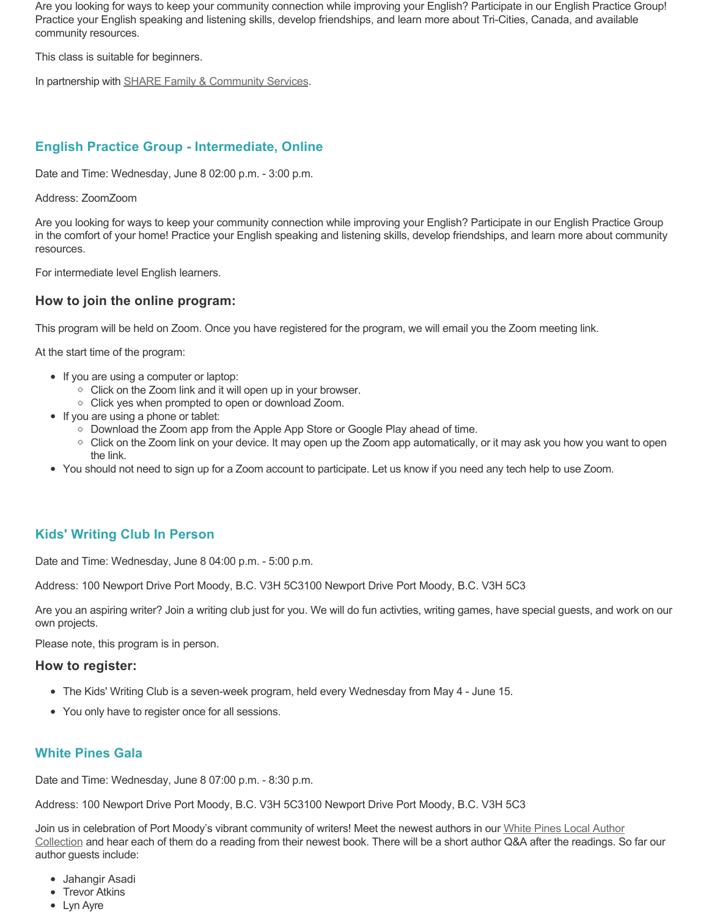Are you looking for ways to keep your community connection while improving your English? Participate in our English Practice Group! Practice your English speaking and listening skills, develop friendships, and learn more about Tri-Cities, Canada, and available community resources.

This class is suitable for beginners.

In partnership with SHARE Family & Community Services.

### English Practice Group - Intermediate, Online

Date and Time: Wednesday, June 8 02:00 p.m. - 3:00 p.m.

Address: ZoomZoom

Are you looking for ways to keep your community connection while improving your English? Participate in our English Practice Group in the comfort of your home! Practice your English speaking and listening skills, develop friendships, and learn more about community resources.

For intermediate level English learners.

#### How to join the online program:

This program will be held on Zoom. Once you have registered for the program, we will email you the Zoom meeting link.

At the start time of the program:

- If you are using a computer or laptop:
  - Click on the Zoom link and it will open up in your browser.
  - Click yes when prompted to open or download Zoom.
- If you are using a phone or tablet:
  - Download the Zoom app from the Apple App Store or Google Play ahead of time.
  - Click on the Zoom link on your device. It may open up the Zoom app automatically, or it may ask you how you want to open the link.
- You should not need to sign up for a Zoom account to participate. Let us know if you need any tech help to use Zoom.

### Kids' Writing Club In Person

Date and Time: Wednesday, June 8 04:00 p.m. - 5:00 p.m.

Address: 100 Newport Drive Port Moody, B.C. V3H 5C3100 Newport Drive Port Moody, B.C. V3H 5C3

Are you an aspiring writer? Join a writing club just for you. We will do fun activties, writing games, have special guests, and work on our own projects.

Please note, this program is in person.

#### How to register:

- The Kids' Writing Club is a seven-week program, held every Wednesday from May 4 - June 15.
- You only have to register once for all sessions.

### White Pines Gala

Date and Time: Wednesday, June 8 07:00 p.m. - 8:30 p.m.

Address: 100 Newport Drive Port Moody, B.C. V3H 5C3100 Newport Drive Port Moody, B.C. V3H 5C3

Join us in celebration of Port Moody's vibrant community of writers! Meet the newest authors in our White Pines Local Author Collection and hear each of them do a reading from their newest book. There will be a short author Q&A after the readings. So far our author guests include:

- Jahangir Asadi
- Trevor Atkins
- Lyn Ayre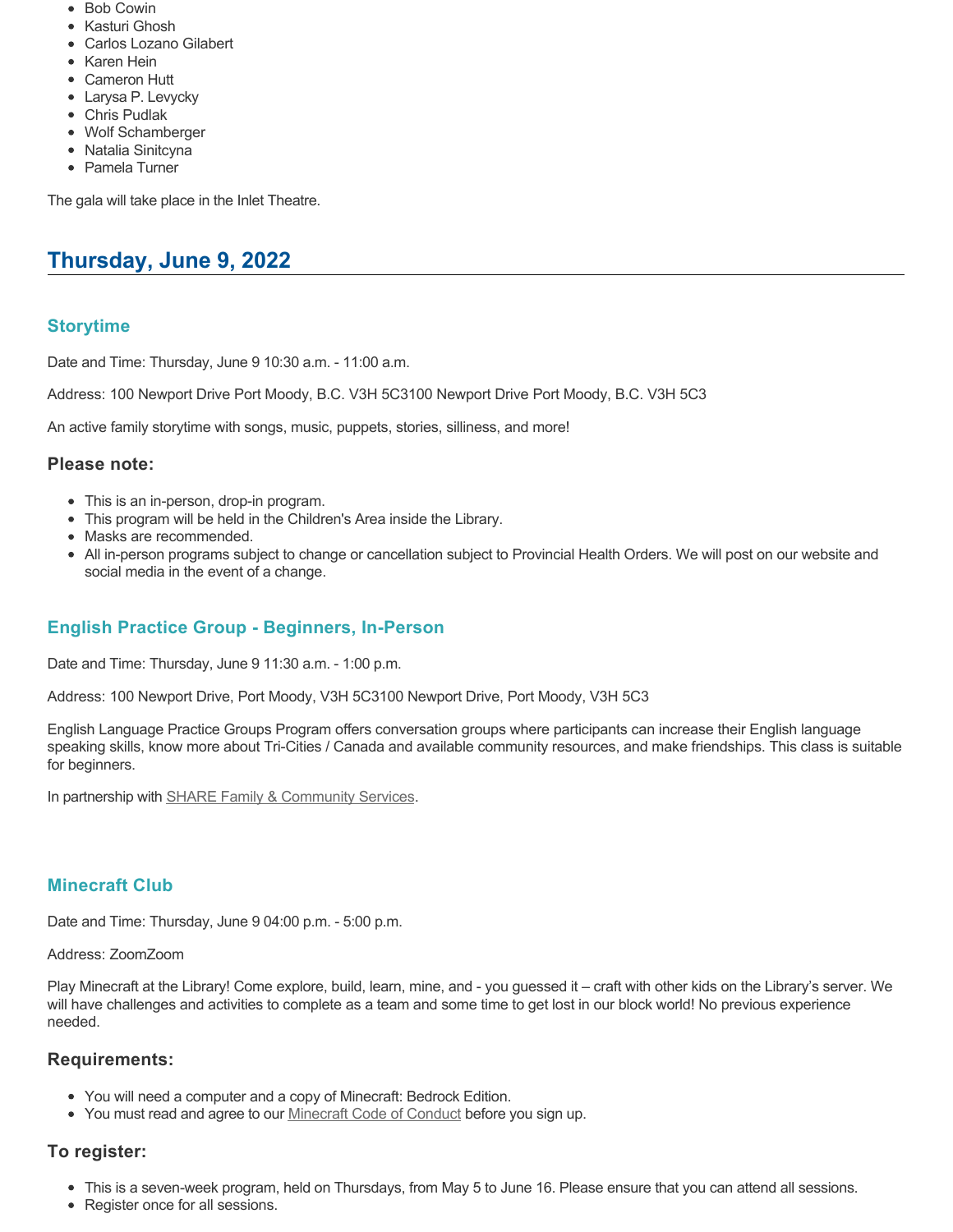- Bob Cowin
- Kasturi Ghosh
- Carlos Lozano Gilabert
- Karen Hein
- Cameron Hutt
- Larysa P. Levycky
- Chris Pudlak
- Wolf Schamberger
- Natalia Sinitcyna
- Pamela Turner

The gala will take place in the Inlet Theatre.

## Thursday, June 9, 2022

### Storytime

Date and Time: Thursday, June 9 10:30 a.m. - 11:00 a.m.

Address: 100 Newport Drive Port Moody, B.C. V3H 5C3100 Newport Drive Port Moody, B.C. V3H 5C3

An active family storytime with songs, music, puppets, stories, silliness, and more!

#### Please note:

- This is an in-person, drop-in program.
- This program will be held in the Children's Area inside the Library.
- Masks are recommended.
- All in-person programs subject to change or cancellation subject to Provincial Health Orders. We will post on our website and social media in the event of a change.

### English Practice Group - Beginners, In-Person

Date and Time: Thursday, June 9 11:30 a.m. - 1:00 p.m.

Address: 100 Newport Drive, Port Moody, V3H 5C3100 Newport Drive, Port Moody, V3H 5C3

English Language Practice Groups Program offers conversation groups where participants can increase their English language speaking skills, know more about Tri-Cities / Canada and available community resources, and make friendships. This class is suitable for beginners.

In partnership with SHARE Family & Community Services.

### Minecraft Club

Date and Time: Thursday, June 9 04:00 p.m. - 5:00 p.m.

Address: ZoomZoom

Play Minecraft at the Library! Come explore, build, learn, mine, and - you guessed it – craft with other kids on the Library's server. We will have challenges and activities to complete as a team and some time to get lost in our block world! No previous experience needed.

#### Requirements:

- You will need a computer and a copy of Minecraft: Bedrock Edition.
- You must read and agree to our Minecraft Code of Conduct before you sign up.

#### To register:

- This is a seven-week program, held on Thursdays, from May 5 to June 16. Please ensure that you can attend all sessions.
- Register once for all sessions.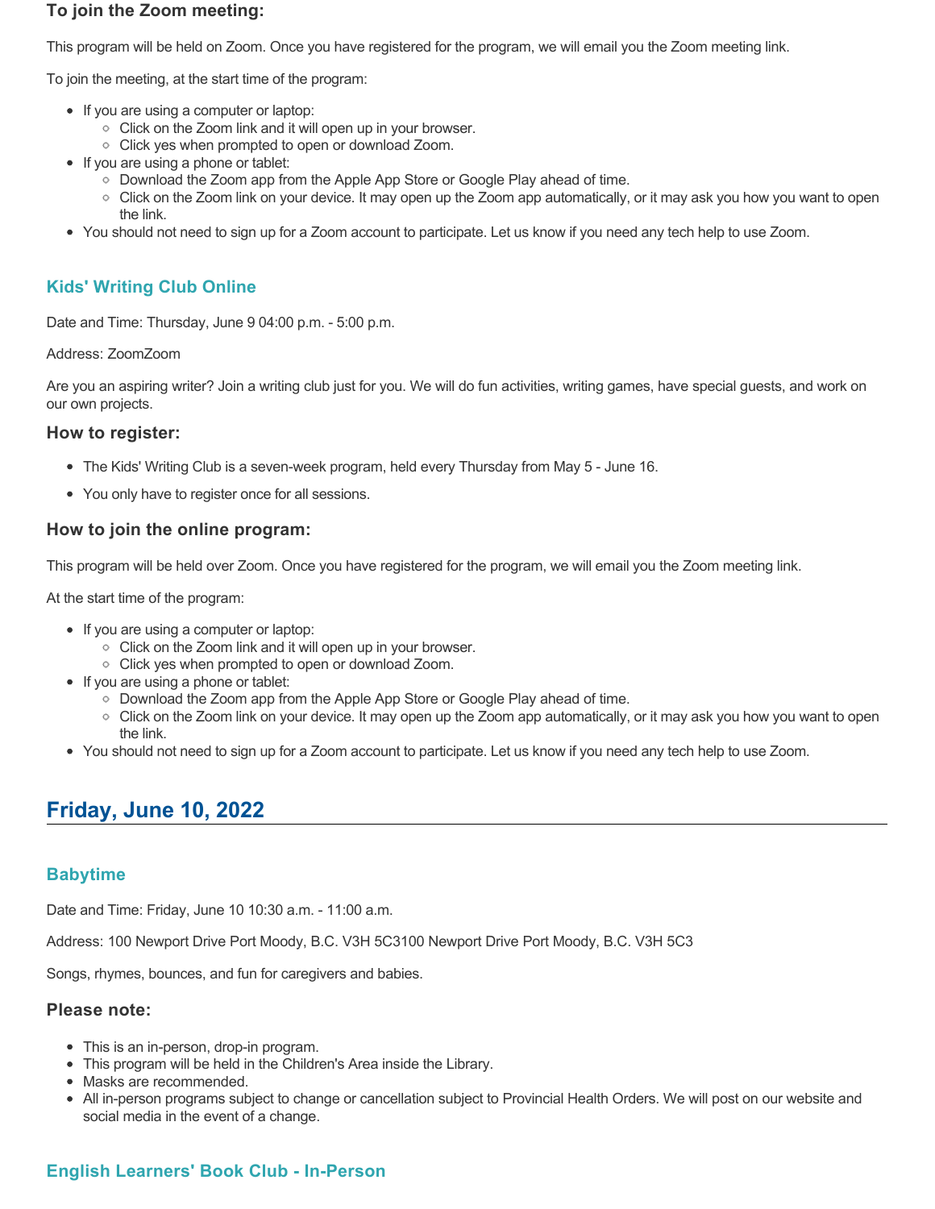### To join the Zoom meeting:

This program will be held on Zoom. Once you have registered for the program, we will email you the Zoom meeting link.

To join the meeting, at the start time of the program:

- If you are using a computer or laptop:
  - Click on the Zoom link and it will open up in your browser.
  - Click yes when prompted to open or download Zoom.
- If you are using a phone or tablet:
  - Download the Zoom app from the Apple App Store or Google Play ahead of time.
  - Click on the Zoom link on your device. It may open up the Zoom app automatically, or it may ask you how you want to open the link.
- You should not need to sign up for a Zoom account to participate. Let us know if you need any tech help to use Zoom.

### Kids' Writing Club Online

Date and Time: Thursday, June 9 04:00 p.m. - 5:00 p.m.

Address: ZoomZoom

Are you an aspiring writer? Join a writing club just for you. We will do fun activities, writing games, have special guests, and work on our own projects.

### How to register:

- The Kids' Writing Club is a seven-week program, held every Thursday from May 5 - June 16.
- You only have to register once for all sessions.

### How to join the online program:

This program will be held over Zoom. Once you have registered for the program, we will email you the Zoom meeting link.

At the start time of the program:

- If you are using a computer or laptop:
  - Click on the Zoom link and it will open up in your browser.
  - Click yes when prompted to open or download Zoom.
- If you are using a phone or tablet:
  - Download the Zoom app from the Apple App Store or Google Play ahead of time.
  - Click on the Zoom link on your device. It may open up the Zoom app automatically, or it may ask you how you want to open the link.
- You should not need to sign up for a Zoom account to participate. Let us know if you need any tech help to use Zoom.

## Friday, June 10, 2022

### Babytime

Date and Time: Friday, June 10 10:30 a.m. - 11:00 a.m.

Address: 100 Newport Drive Port Moody, B.C. V3H 5C3100 Newport Drive Port Moody, B.C. V3H 5C3

Songs, rhymes, bounces, and fun for caregivers and babies.

### Please note:

- This is an in-person, drop-in program.
- This program will be held in the Children's Area inside the Library.
- Masks are recommended.
- All in-person programs subject to change or cancellation subject to Provincial Health Orders. We will post on our website and social media in the event of a change.

### English Learners' Book Club - In-Person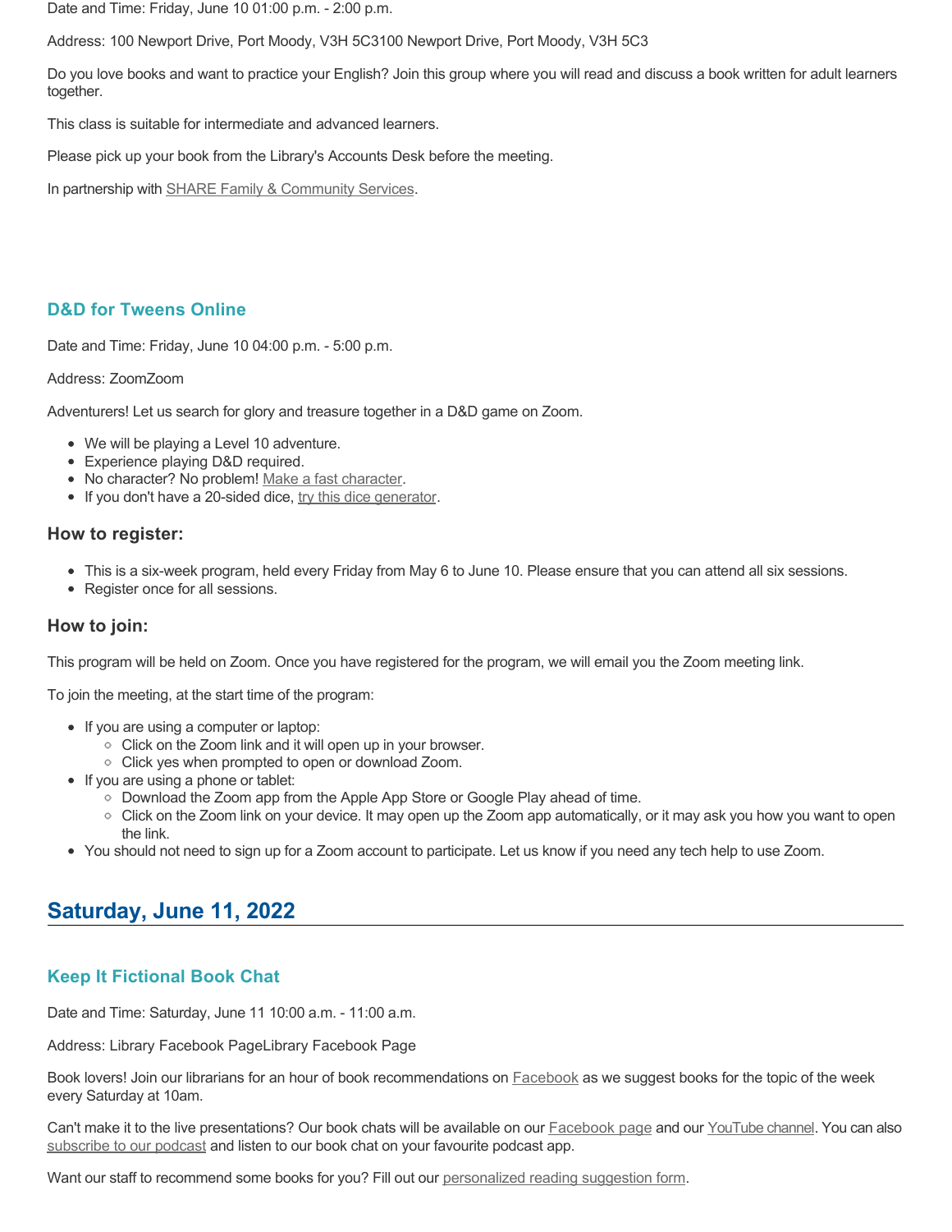Date and Time: Friday, June 10 01:00 p.m. - 2:00 p.m.

Address: 100 Newport Drive, Port Moody, V3H 5C3100 Newport Drive, Port Moody, V3H 5C3

Do you love books and want to practice your English? Join this group where you will read and discuss a book written for adult learners together.

This class is suitable for intermediate and advanced learners.

Please pick up your book from the Library's Accounts Desk before the meeting.

In partnership with SHARE Family & Community Services.

### D&D for Tweens Online

Date and Time: Friday, June 10 04:00 p.m. - 5:00 p.m.

Address: ZoomZoom

Adventurers! Let us search for glory and treasure together in a D&D game on Zoom.

- We will be playing a Level 10 adventure.
- Experience playing D&D required.
- No character? No problem! Make a fast character.
- If you don't have a 20-sided dice, try this dice generator.

#### How to register:

- This is a six-week program, held every Friday from May 6 to June 10. Please ensure that you can attend all six sessions.
- Register once for all sessions.

#### How to join:

This program will be held on Zoom. Once you have registered for the program, we will email you the Zoom meeting link.

To join the meeting, at the start time of the program:

- If you are using a computer or laptop:
  - Click on the Zoom link and it will open up in your browser.
  - Click yes when prompted to open or download Zoom.
- If you are using a phone or tablet:
  - Download the Zoom app from the Apple App Store or Google Play ahead of time.
  - Click on the Zoom link on your device. It may open up the Zoom app automatically, or it may ask you how you want to open the link.
- You should not need to sign up for a Zoom account to participate. Let us know if you need any tech help to use Zoom.

## Saturday, June 11, 2022

### Keep It Fictional Book Chat

Date and Time: Saturday, June 11 10:00 a.m. - 11:00 a.m.

Address: Library Facebook PageLibrary Facebook Page

Book lovers! Join our librarians for an hour of book recommendations on Facebook as we suggest books for the topic of the week every Saturday at 10am.

Can't make it to the live presentations? Our book chats will be available on our Facebook page and our YouTube channel. You can also subscribe to our podcast and listen to our book chat on your favourite podcast app.

Want our staff to recommend some books for you? Fill out our personalized reading suggestion form.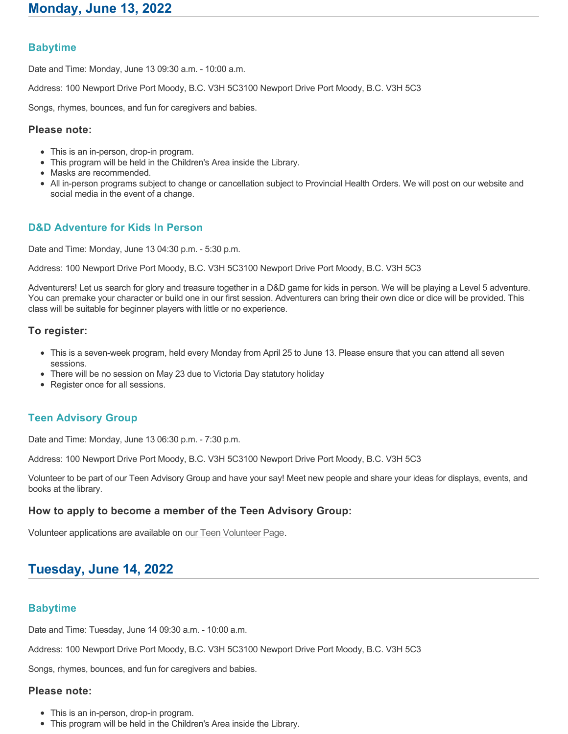## Monday, June 13, 2022

### Babytime

Date and Time: Monday, June 13 09:30 a.m. - 10:00 a.m.

Address: 100 Newport Drive Port Moody, B.C. V3H 5C3100 Newport Drive Port Moody, B.C. V3H 5C3

Songs, rhymes, bounces, and fun for caregivers and babies.

#### Please note:

- This is an in-person, drop-in program.
- This program will be held in the Children's Area inside the Library.
- Masks are recommended.
- All in-person programs subject to change or cancellation subject to Provincial Health Orders. We will post on our website and social media in the event of a change.

### D&D Adventure for Kids In Person

Date and Time: Monday, June 13 04:30 p.m. - 5:30 p.m.

Address: 100 Newport Drive Port Moody, B.C. V3H 5C3100 Newport Drive Port Moody, B.C. V3H 5C3

Adventurers! Let us search for glory and treasure together in a D&D game for kids in person. We will be playing a Level 5 adventure. You can premake your character or build one in our first session. Adventurers can bring their own dice or dice will be provided. This class will be suitable for beginner players with little or no experience.

#### To register:

- This is a seven-week program, held every Monday from April 25 to June 13. Please ensure that you can attend all seven sessions.
- There will be no session on May 23 due to Victoria Day statutory holiday
- Register once for all sessions.

### Teen Advisory Group

Date and Time: Monday, June 13 06:30 p.m. - 7:30 p.m.

Address: 100 Newport Drive Port Moody, B.C. V3H 5C3100 Newport Drive Port Moody, B.C. V3H 5C3

Volunteer to be part of our Teen Advisory Group and have your say! Meet new people and share your ideas for displays, events, and books at the library.

#### How to apply to become a member of the Teen Advisory Group:

Volunteer applications are available on our Teen Volunteer Page.

## Tuesday, June 14, 2022

### Babytime

Date and Time: Tuesday, June 14 09:30 a.m. - 10:00 a.m.

Address: 100 Newport Drive Port Moody, B.C. V3H 5C3100 Newport Drive Port Moody, B.C. V3H 5C3

Songs, rhymes, bounces, and fun for caregivers and babies.

#### Please note:

- This is an in-person, drop-in program.
- This program will be held in the Children's Area inside the Library.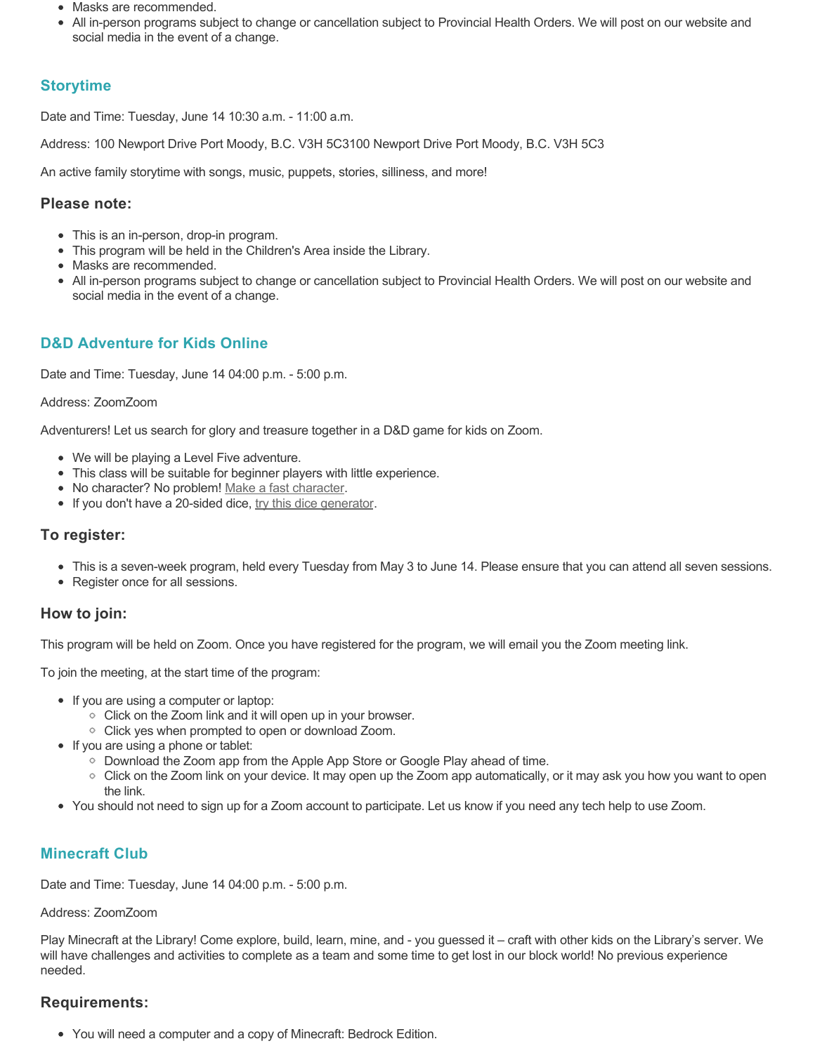- Masks are recommended.
- All in-person programs subject to change or cancellation subject to Provincial Health Orders. We will post on our website and social media in the event of a change.

## Storytime

Date and Time: Tuesday, June 14 10:30 a.m. - 11:00 a.m.

Address: 100 Newport Drive Port Moody, B.C. V3H 5C3100 Newport Drive Port Moody, B.C. V3H 5C3

An active family storytime with songs, music, puppets, stories, silliness, and more!

### Please note:

- This is an in-person, drop-in program.
- This program will be held in the Children's Area inside the Library.
- Masks are recommended.
- All in-person programs subject to change or cancellation subject to Provincial Health Orders. We will post on our website and social media in the event of a change.

## D&D Adventure for Kids Online

Date and Time: Tuesday, June 14 04:00 p.m. - 5:00 p.m.

Address: ZoomZoom

Adventurers! Let us search for glory and treasure together in a D&D game for kids on Zoom.

- We will be playing a Level Five adventure.
- This class will be suitable for beginner players with little experience.
- No character? No problem! Make a fast character.
- If you don't have a 20-sided dice, try this dice generator.

### To register:

- This is a seven-week program, held every Tuesday from May 3 to June 14. Please ensure that you can attend all seven sessions.
- Register once for all sessions.

### How to join:

This program will be held on Zoom. Once you have registered for the program, we will email you the Zoom meeting link.

To join the meeting, at the start time of the program:

- If you are using a computer or laptop:
  - Click on the Zoom link and it will open up in your browser.
  - Click yes when prompted to open or download Zoom.
- If you are using a phone or tablet:
  - Download the Zoom app from the Apple App Store or Google Play ahead of time.
  - Click on the Zoom link on your device. It may open up the Zoom app automatically, or it may ask you how you want to open the link.
- You should not need to sign up for a Zoom account to participate. Let us know if you need any tech help to use Zoom.

## Minecraft Club

Date and Time: Tuesday, June 14 04:00 p.m. - 5:00 p.m.

Address: ZoomZoom

Play Minecraft at the Library! Come explore, build, learn, mine, and - you guessed it – craft with other kids on the Library's server. We will have challenges and activities to complete as a team and some time to get lost in our block world! No previous experience needed.

### Requirements:

- You will need a computer and a copy of Minecraft: Bedrock Edition.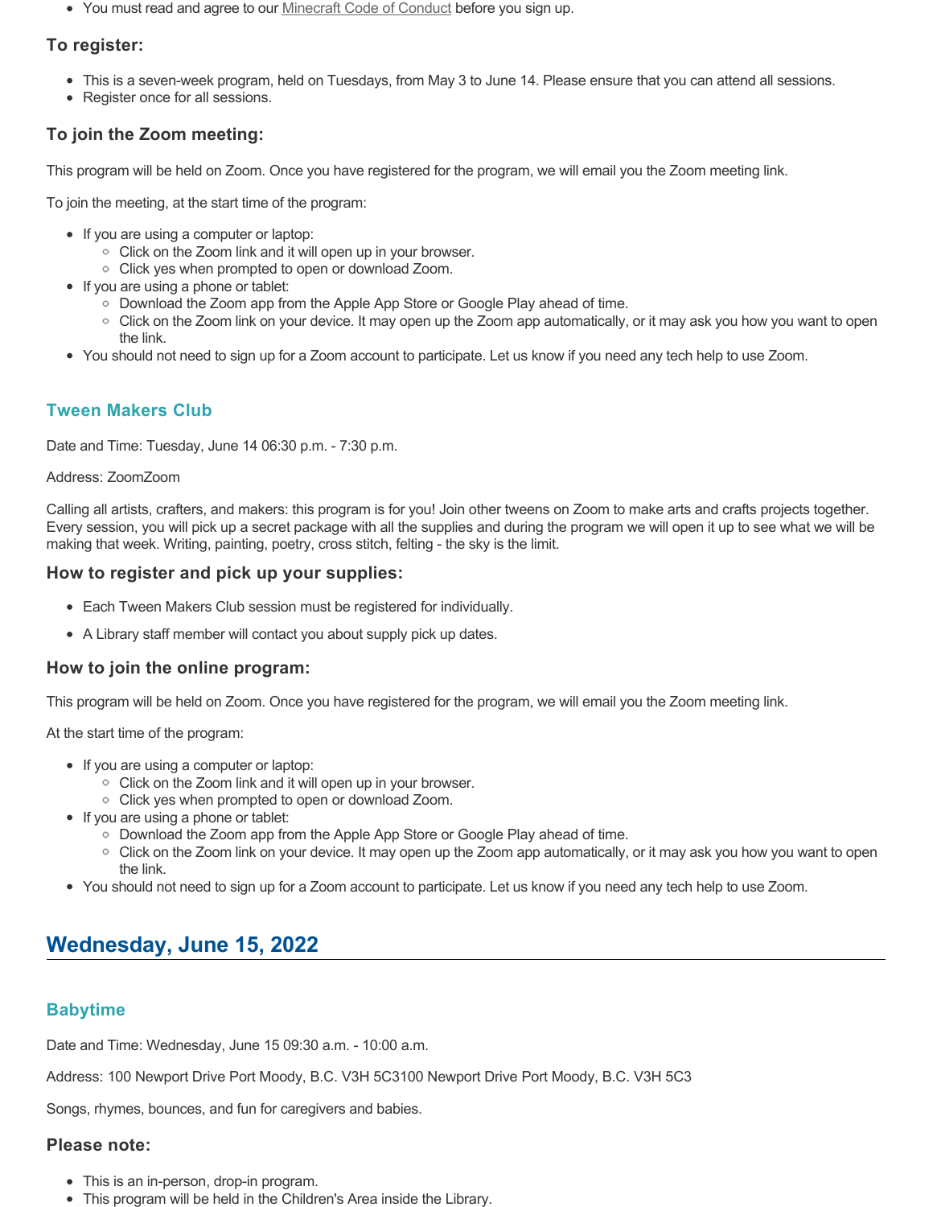- You must read and agree to our Minecraft Code of Conduct before you sign up.

### To register:

- This is a seven-week program, held on Tuesdays, from May 3 to June 14. Please ensure that you can attend all sessions.
- Register once for all sessions.

### To join the Zoom meeting:

This program will be held on Zoom. Once you have registered for the program, we will email you the Zoom meeting link.

To join the meeting, at the start time of the program:

- If you are using a computer or laptop:
  - Click on the Zoom link and it will open up in your browser.
  - Click yes when prompted to open or download Zoom.
- If you are using a phone or tablet:
  - Download the Zoom app from the Apple App Store or Google Play ahead of time.
  - Click on the Zoom link on your device. It may open up the Zoom app automatically, or it may ask you how you want to open the link.
- You should not need to sign up for a Zoom account to participate. Let us know if you need any tech help to use Zoom.

## Tween Makers Club

Date and Time: Tuesday, June 14 06:30 p.m. - 7:30 p.m.

Address: ZoomZoom

Calling all artists, crafters, and makers: this program is for you! Join other tweens on Zoom to make arts and crafts projects together. Every session, you will pick up a secret package with all the supplies and during the program we will open it up to see what we will be making that week. Writing, painting, poetry, cross stitch, felting - the sky is the limit.

### How to register and pick up your supplies:

- Each Tween Makers Club session must be registered for individually.
- A Library staff member will contact you about supply pick up dates.

### How to join the online program:

This program will be held on Zoom. Once you have registered for the program, we will email you the Zoom meeting link.

At the start time of the program:

- If you are using a computer or laptop:
  - Click on the Zoom link and it will open up in your browser.
  - Click yes when prompted to open or download Zoom.
- If you are using a phone or tablet:
  - Download the Zoom app from the Apple App Store or Google Play ahead of time.
  - Click on the Zoom link on your device. It may open up the Zoom app automatically, or it may ask you how you want to open the link.
- You should not need to sign up for a Zoom account to participate. Let us know if you need any tech help to use Zoom.

# Wednesday, June 15, 2022

## Babytime

Date and Time: Wednesday, June 15 09:30 a.m. - 10:00 a.m.

Address: 100 Newport Drive Port Moody, B.C. V3H 5C3100 Newport Drive Port Moody, B.C. V3H 5C3

Songs, rhymes, bounces, and fun for caregivers and babies.

### Please note:

- This is an in-person, drop-in program.
- This program will be held in the Children's Area inside the Library.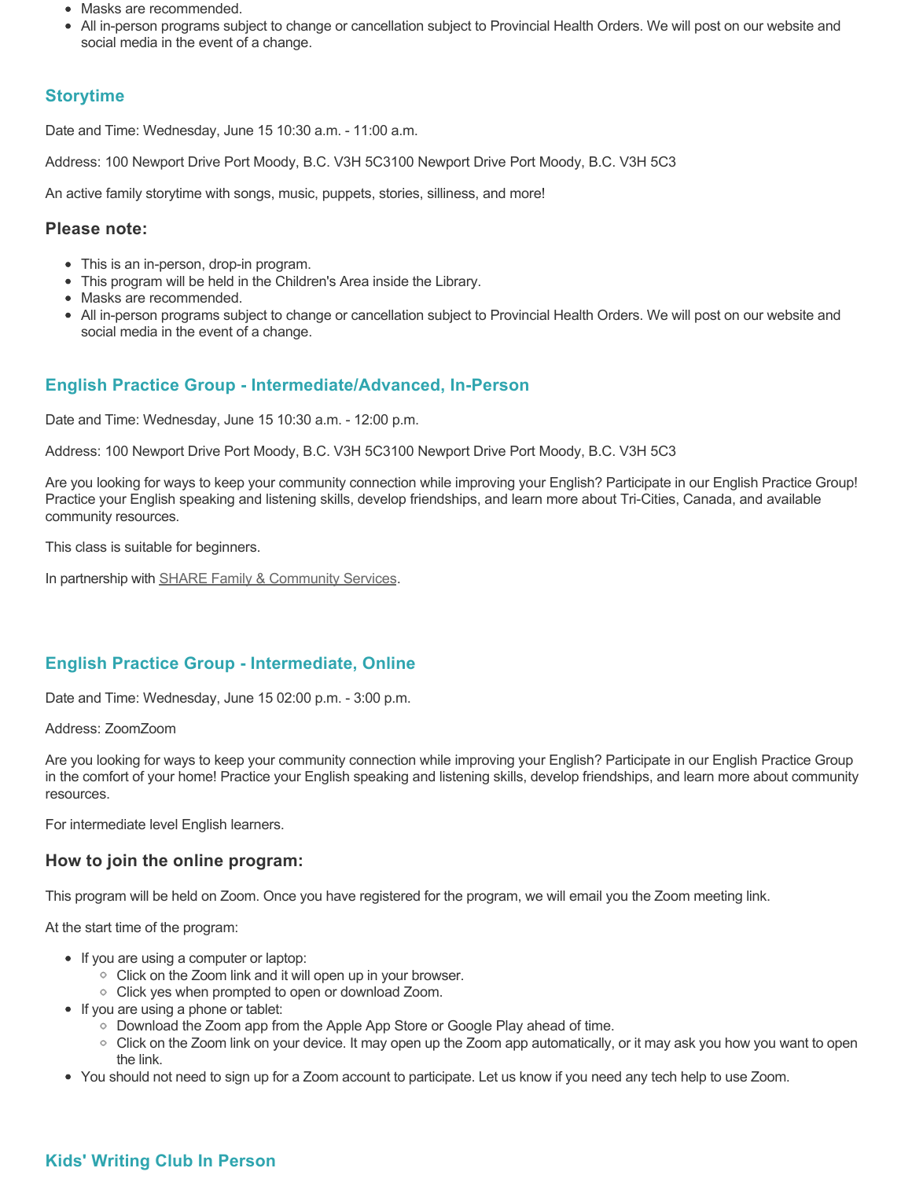- Masks are recommended.
- All in-person programs subject to change or cancellation subject to Provincial Health Orders. We will post on our website and social media in the event of a change.

## Storytime

Date and Time: Wednesday, June 15 10:30 a.m. - 11:00 a.m.

Address: 100 Newport Drive Port Moody, B.C. V3H 5C3100 Newport Drive Port Moody, B.C. V3H 5C3

An active family storytime with songs, music, puppets, stories, silliness, and more!

### Please note:

- This is an in-person, drop-in program.
- This program will be held in the Children's Area inside the Library.
- Masks are recommended.
- All in-person programs subject to change or cancellation subject to Provincial Health Orders. We will post on our website and social media in the event of a change.

## English Practice Group - Intermediate/Advanced, In-Person

Date and Time: Wednesday, June 15 10:30 a.m. - 12:00 p.m.

Address: 100 Newport Drive Port Moody, B.C. V3H 5C3100 Newport Drive Port Moody, B.C. V3H 5C3

Are you looking for ways to keep your community connection while improving your English? Participate in our English Practice Group! Practice your English speaking and listening skills, develop friendships, and learn more about Tri-Cities, Canada, and available community resources.

This class is suitable for beginners.

In partnership with SHARE Family & Community Services.

## English Practice Group - Intermediate, Online

Date and Time: Wednesday, June 15 02:00 p.m. - 3:00 p.m.

Address: ZoomZoom

Are you looking for ways to keep your community connection while improving your English? Participate in our English Practice Group in the comfort of your home! Practice your English speaking and listening skills, develop friendships, and learn more about community resources.

For intermediate level English learners.

### How to join the online program:

This program will be held on Zoom. Once you have registered for the program, we will email you the Zoom meeting link.

At the start time of the program:

- If you are using a computer or laptop:
  - Click on the Zoom link and it will open up in your browser.
  - Click yes when prompted to open or download Zoom.
- If you are using a phone or tablet:
  - Download the Zoom app from the Apple App Store or Google Play ahead of time.
  - Click on the Zoom link on your device. It may open up the Zoom app automatically, or it may ask you how you want to open the link.
- You should not need to sign up for a Zoom account to participate. Let us know if you need any tech help to use Zoom.

## Kids' Writing Club In Person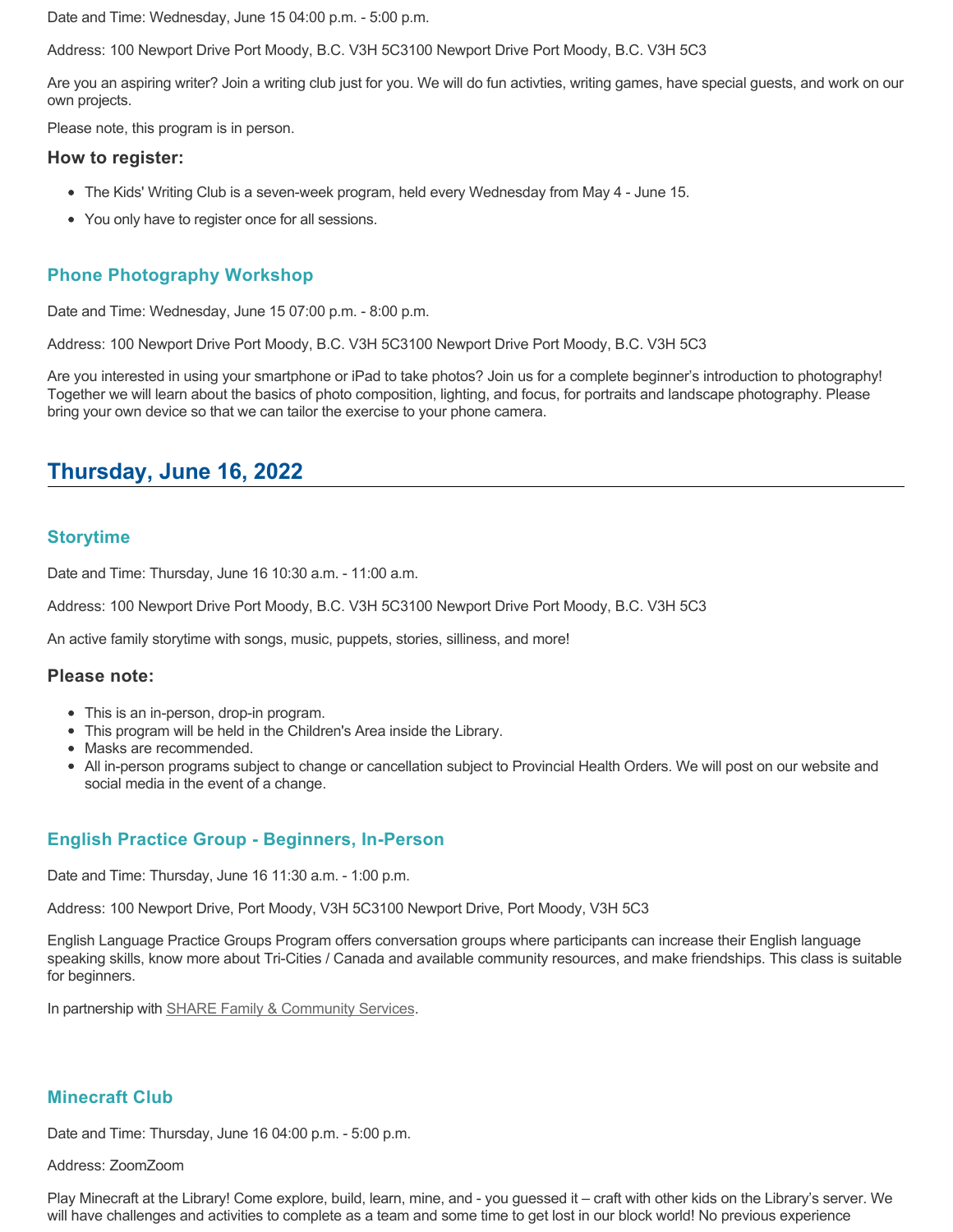Date and Time: Wednesday, June 15 04:00 p.m. - 5:00 p.m.

Address: 100 Newport Drive Port Moody, B.C. V3H 5C3100 Newport Drive Port Moody, B.C. V3H 5C3

Are you an aspiring writer? Join a writing club just for you. We will do fun activties, writing games, have special guests, and work on our own projects.

Please note, this program is in person.

### How to register:

- The Kids' Writing Club is a seven-week program, held every Wednesday from May 4 - June 15.
- You only have to register once for all sessions.

### Phone Photography Workshop

Date and Time: Wednesday, June 15 07:00 p.m. - 8:00 p.m.

Address: 100 Newport Drive Port Moody, B.C. V3H 5C3100 Newport Drive Port Moody, B.C. V3H 5C3

Are you interested in using your smartphone or iPad to take photos? Join us for a complete beginner's introduction to photography! Together we will learn about the basics of photo composition, lighting, and focus, for portraits and landscape photography. Please bring your own device so that we can tailor the exercise to your phone camera.

## Thursday, June 16, 2022

### Storytime

Date and Time: Thursday, June 16 10:30 a.m. - 11:00 a.m.

Address: 100 Newport Drive Port Moody, B.C. V3H 5C3100 Newport Drive Port Moody, B.C. V3H 5C3

An active family storytime with songs, music, puppets, stories, silliness, and more!

### Please note:

- This is an in-person, drop-in program.
- This program will be held in the Children's Area inside the Library.
- Masks are recommended.
- All in-person programs subject to change or cancellation subject to Provincial Health Orders. We will post on our website and social media in the event of a change.

### English Practice Group - Beginners, In-Person

Date and Time: Thursday, June 16 11:30 a.m. - 1:00 p.m.

Address: 100 Newport Drive, Port Moody, V3H 5C3100 Newport Drive, Port Moody, V3H 5C3

English Language Practice Groups Program offers conversation groups where participants can increase their English language speaking skills, know more about Tri-Cities / Canada and available community resources, and make friendships. This class is suitable for beginners.

In partnership with SHARE Family & Community Services.

### Minecraft Club

Date and Time: Thursday, June 16 04:00 p.m. - 5:00 p.m.

Address: ZoomZoom

Play Minecraft at the Library! Come explore, build, learn, mine, and - you guessed it – craft with other kids on the Library's server. We will have challenges and activities to complete as a team and some time to get lost in our block world! No previous experience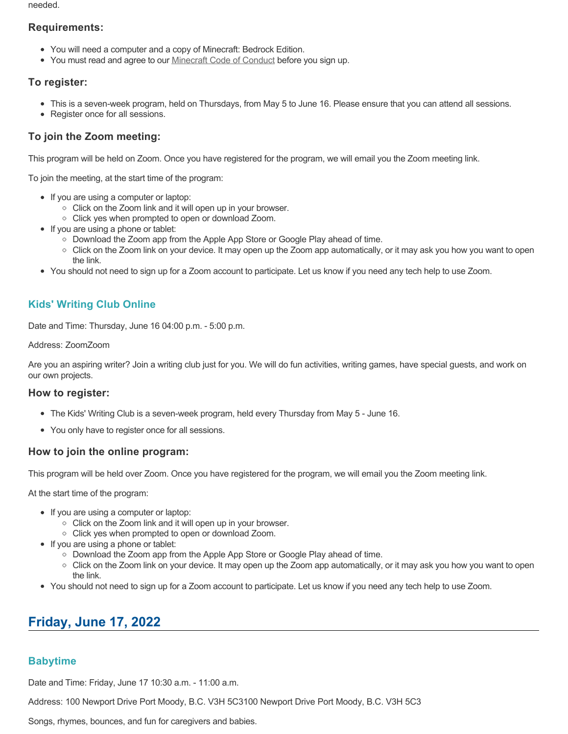needed.

### Requirements:

- You will need a computer and a copy of Minecraft: Bedrock Edition.
- You must read and agree to our Minecraft Code of Conduct before you sign up.

### To register:

- This is a seven-week program, held on Thursdays, from May 5 to June 16. Please ensure that you can attend all sessions.
- Register once for all sessions.

### To join the Zoom meeting:

This program will be held on Zoom. Once you have registered for the program, we will email you the Zoom meeting link.

To join the meeting, at the start time of the program:

- If you are using a computer or laptop:
  - Click on the Zoom link and it will open up in your browser.
  - Click yes when prompted to open or download Zoom.
- If you are using a phone or tablet:
  - Download the Zoom app from the Apple App Store or Google Play ahead of time.
  - Click on the Zoom link on your device. It may open up the Zoom app automatically, or it may ask you how you want to open the link.
- You should not need to sign up for a Zoom account to participate. Let us know if you need any tech help to use Zoom.

### Kids' Writing Club Online

Date and Time: Thursday, June 16 04:00 p.m. - 5:00 p.m.

Address: ZoomZoom

Are you an aspiring writer? Join a writing club just for you. We will do fun activities, writing games, have special guests, and work on our own projects.

### How to register:

- The Kids' Writing Club is a seven-week program, held every Thursday from May 5 - June 16.
- You only have to register once for all sessions.

### How to join the online program:

This program will be held over Zoom. Once you have registered for the program, we will email you the Zoom meeting link.

At the start time of the program:

- If you are using a computer or laptop:
  - Click on the Zoom link and it will open up in your browser.
  - Click yes when prompted to open or download Zoom.
- If you are using a phone or tablet:
  - Download the Zoom app from the Apple App Store or Google Play ahead of time.
  - Click on the Zoom link on your device. It may open up the Zoom app automatically, or it may ask you how you want to open the link.
- You should not need to sign up for a Zoom account to participate. Let us know if you need any tech help to use Zoom.

## Friday, June 17, 2022

### Babytime

Date and Time: Friday, June 17 10:30 a.m. - 11:00 a.m.

Address: 100 Newport Drive Port Moody, B.C. V3H 5C3100 Newport Drive Port Moody, B.C. V3H 5C3

Songs, rhymes, bounces, and fun for caregivers and babies.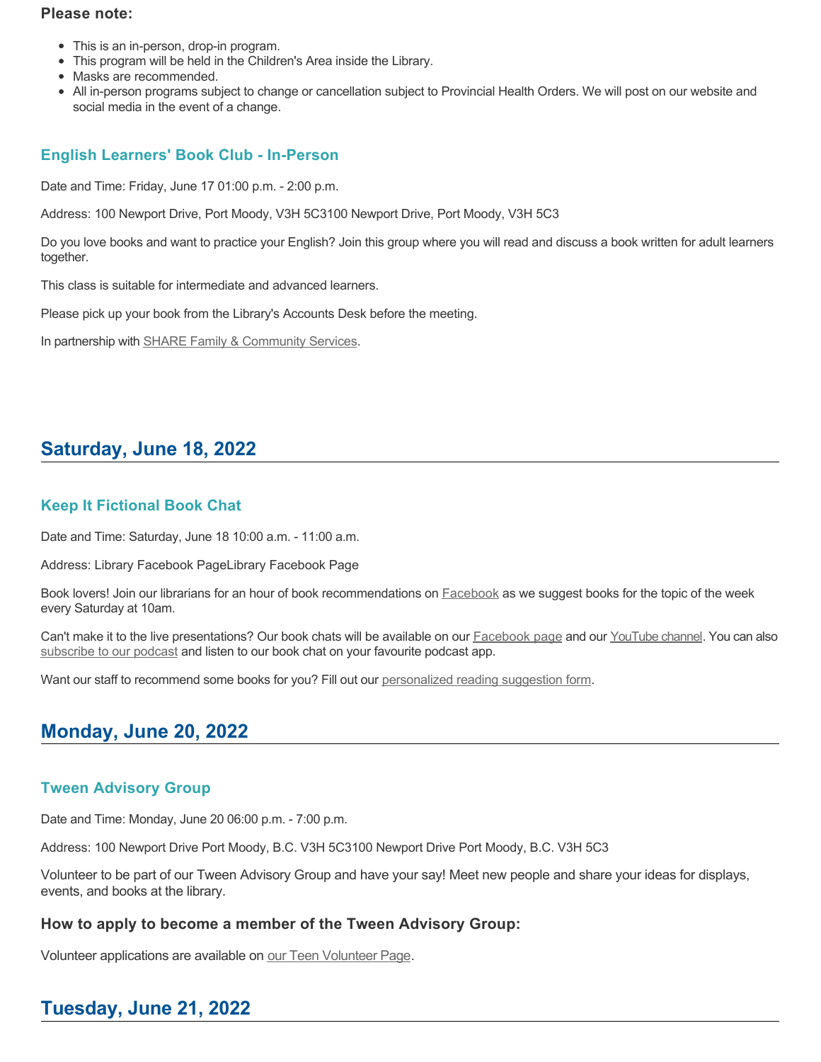**Please note:**

- This is an in-person, drop-in program.
- This program will be held in the Children's Area inside the Library.
- Masks are recommended.
- All in-person programs subject to change or cancellation subject to Provincial Health Orders. We will post on our website and social media in the event of a change.

### English Learners' Book Club - In-Person

Date and Time: Friday, June 17 01:00 p.m. - 2:00 p.m.

Address: 100 Newport Drive, Port Moody, V3H 5C3100 Newport Drive, Port Moody, V3H 5C3

Do you love books and want to practice your English? Join this group where you will read and discuss a book written for adult learners together.

This class is suitable for intermediate and advanced learners.

Please pick up your book from the Library's Accounts Desk before the meeting.

In partnership with SHARE Family & Community Services.

## Saturday, June 18, 2022

### Keep It Fictional Book Chat

Date and Time: Saturday, June 18 10:00 a.m. - 11:00 a.m.

Address: Library Facebook PageLibrary Facebook Page

Book lovers! Join our librarians for an hour of book recommendations on Facebook as we suggest books for the topic of the week every Saturday at 10am.

Can't make it to the live presentations? Our book chats will be available on our Facebook page and our YouTube channel. You can also subscribe to our podcast and listen to our book chat on your favourite podcast app.

Want our staff to recommend some books for you? Fill out our personalized reading suggestion form.

## Monday, June 20, 2022

### Tween Advisory Group

Date and Time: Monday, June 20 06:00 p.m. - 7:00 p.m.

Address: 100 Newport Drive Port Moody, B.C. V3H 5C3100 Newport Drive Port Moody, B.C. V3H 5C3

Volunteer to be part of our Tween Advisory Group and have your say! Meet new people and share your ideas for displays, events, and books at the library.

#### How to apply to become a member of the Tween Advisory Group:

Volunteer applications are available on our Teen Volunteer Page.

## Tuesday, June 21, 2022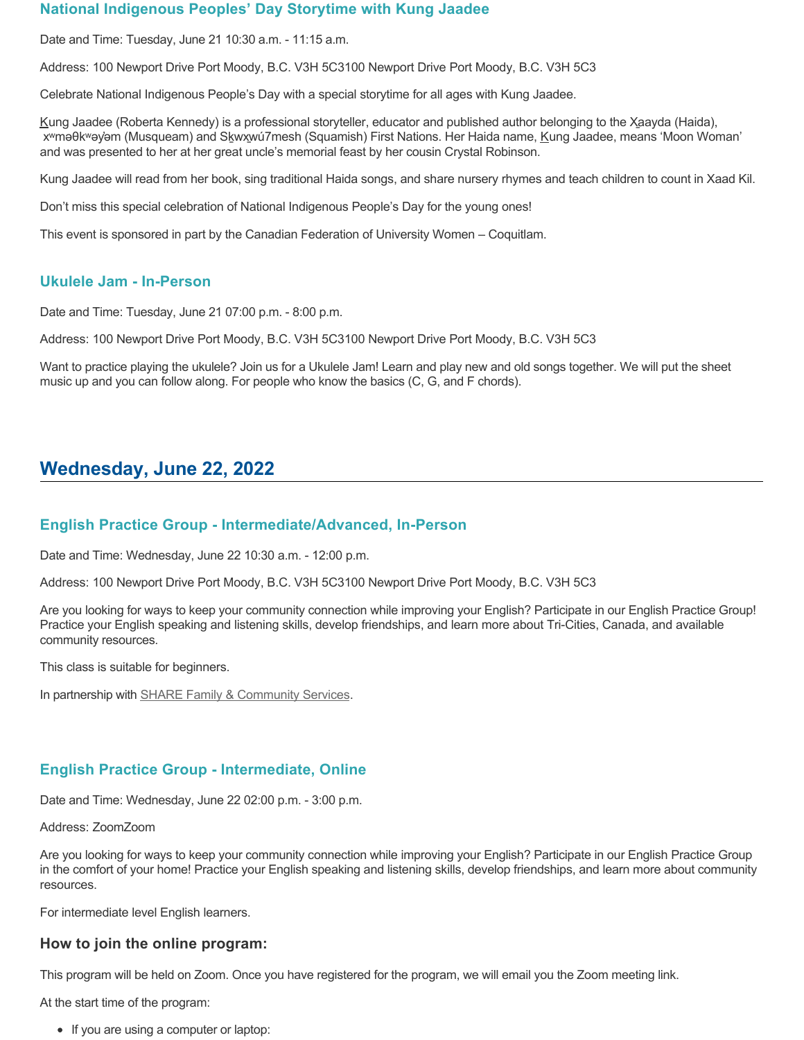### National Indigenous Peoples' Day Storytime with Kung Jaadee

Date and Time: Tuesday, June 21 10:30 a.m. - 11:15 a.m.

Address: 100 Newport Drive Port Moody, B.C. V3H 5C3100 Newport Drive Port Moody, B.C. V3H 5C3

Celebrate National Indigenous People's Day with a special storytime for all ages with Kung Jaadee.

K̲ung Jaadee (Roberta Kennedy) is a professional storyteller, educator and published author belonging to the X̲aayda (Haida), xʷməθkʷəy̓əm (Musqueam) and Sḵwx̱wú7mesh (Squamish) First Nations. Her Haida name, K̲ung Jaadee, means 'Moon Woman' and was presented to her at her great uncle's memorial feast by her cousin Crystal Robinson.

Kung Jaadee will read from her book, sing traditional Haida songs, and share nursery rhymes and teach children to count in Xaad Kil.

Don't miss this special celebration of National Indigenous People's Day for the young ones!

This event is sponsored in part by the Canadian Federation of University Women – Coquitlam.

### Ukulele Jam - In-Person

Date and Time: Tuesday, June 21 07:00 p.m. - 8:00 p.m.

Address: 100 Newport Drive Port Moody, B.C. V3H 5C3100 Newport Drive Port Moody, B.C. V3H 5C3

Want to practice playing the ukulele? Join us for a Ukulele Jam! Learn and play new and old songs together. We will put the sheet music up and you can follow along. For people who know the basics (C, G, and F chords).

## Wednesday, June 22, 2022

### English Practice Group - Intermediate/Advanced, In-Person

Date and Time: Wednesday, June 22 10:30 a.m. - 12:00 p.m.

Address: 100 Newport Drive Port Moody, B.C. V3H 5C3100 Newport Drive Port Moody, B.C. V3H 5C3

Are you looking for ways to keep your community connection while improving your English? Participate in our English Practice Group! Practice your English speaking and listening skills, develop friendships, and learn more about Tri-Cities, Canada, and available community resources.

This class is suitable for beginners.

In partnership with SHARE Family & Community Services.

### English Practice Group - Intermediate, Online

Date and Time: Wednesday, June 22 02:00 p.m. - 3:00 p.m.

Address: ZoomZoom

Are you looking for ways to keep your community connection while improving your English? Participate in our English Practice Group in the comfort of your home! Practice your English speaking and listening skills, develop friendships, and learn more about community resources.

For intermediate level English learners.

#### How to join the online program:

This program will be held on Zoom. Once you have registered for the program, we will email you the Zoom meeting link.

At the start time of the program:

- If you are using a computer or laptop: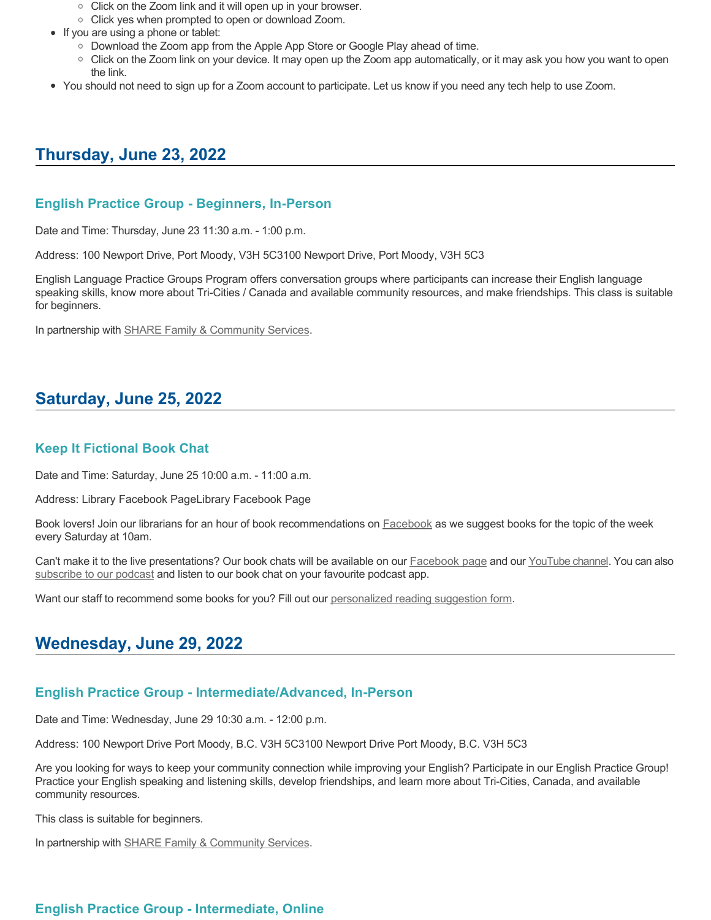- Click on the Zoom link and it will open up in your browser.
  - Click yes when prompted to open or download Zoom.
- If you are using a phone or tablet:
  - Download the Zoom app from the Apple App Store or Google Play ahead of time.
  - Click on the Zoom link on your device. It may open up the Zoom app automatically, or it may ask you how you want to open the link.
- You should not need to sign up for a Zoom account to participate. Let us know if you need any tech help to use Zoom.

## Thursday, June 23, 2022

### English Practice Group - Beginners, In-Person

Date and Time: Thursday, June 23 11:30 a.m. - 1:00 p.m.

Address: 100 Newport Drive, Port Moody, V3H 5C3100 Newport Drive, Port Moody, V3H 5C3

English Language Practice Groups Program offers conversation groups where participants can increase their English language speaking skills, know more about Tri-Cities / Canada and available community resources, and make friendships. This class is suitable for beginners.

In partnership with SHARE Family & Community Services.

## Saturday, June 25, 2022

### Keep It Fictional Book Chat

Date and Time: Saturday, June 25 10:00 a.m. - 11:00 a.m.

Address: Library Facebook PageLibrary Facebook Page

Book lovers! Join our librarians for an hour of book recommendations on Facebook as we suggest books for the topic of the week every Saturday at 10am.

Can't make it to the live presentations? Our book chats will be available on our Facebook page and our YouTube channel. You can also subscribe to our podcast and listen to our book chat on your favourite podcast app.

Want our staff to recommend some books for you? Fill out our personalized reading suggestion form.

## Wednesday, June 29, 2022

### English Practice Group - Intermediate/Advanced, In-Person

Date and Time: Wednesday, June 29 10:30 a.m. - 12:00 p.m.

Address: 100 Newport Drive Port Moody, B.C. V3H 5C3100 Newport Drive Port Moody, B.C. V3H 5C3

Are you looking for ways to keep your community connection while improving your English? Participate in our English Practice Group! Practice your English speaking and listening skills, develop friendships, and learn more about Tri-Cities, Canada, and available community resources.

This class is suitable for beginners.

In partnership with SHARE Family & Community Services.

### English Practice Group - Intermediate, Online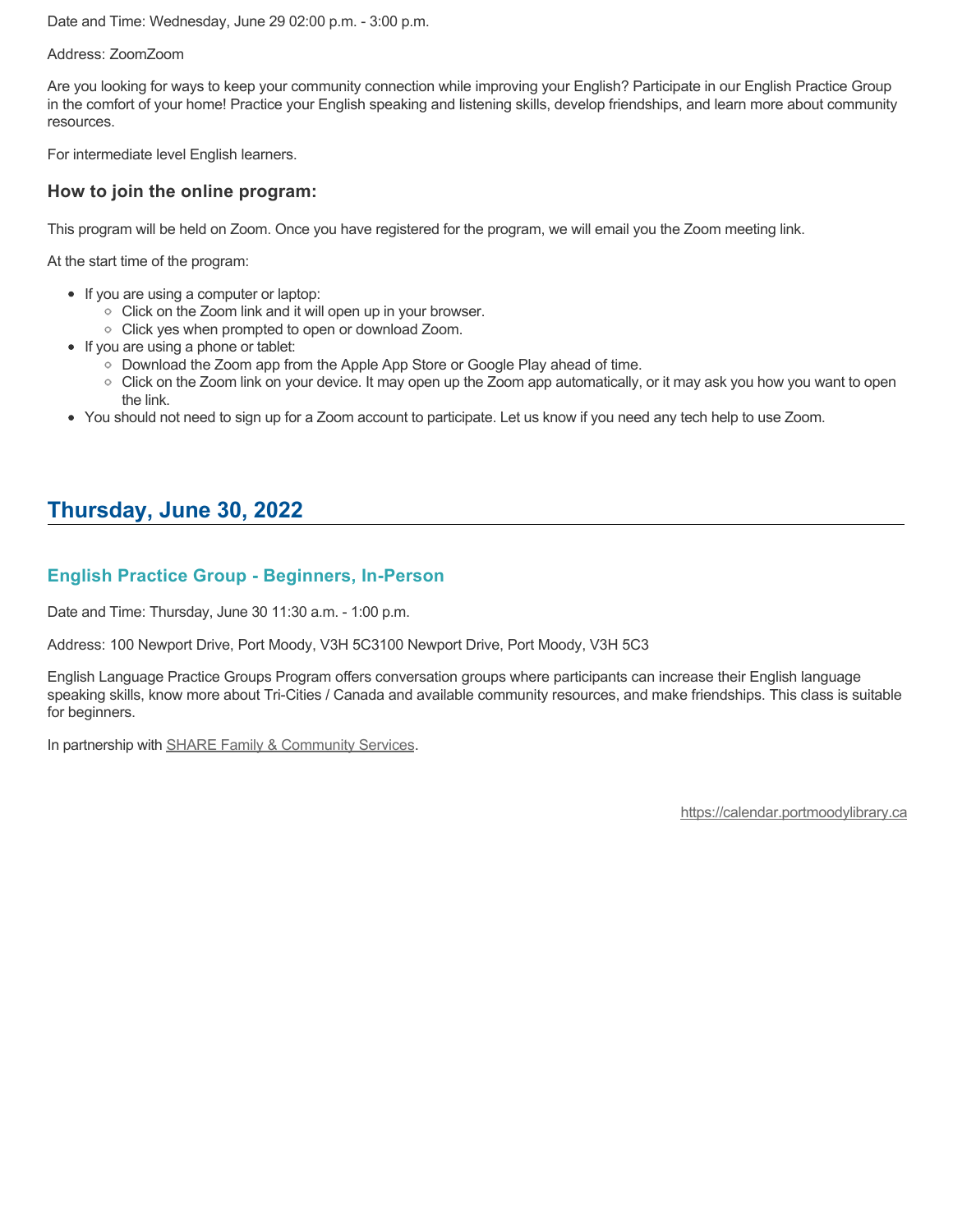Date and Time: Wednesday, June 29 02:00 p.m. - 3:00 p.m.

Address: ZoomZoom

Are you looking for ways to keep your community connection while improving your English? Participate in our English Practice Group in the comfort of your home! Practice your English speaking and listening skills, develop friendships, and learn more about community resources.

For intermediate level English learners.

### How to join the online program:

This program will be held on Zoom. Once you have registered for the program, we will email you the Zoom meeting link.

At the start time of the program:

- If you are using a computer or laptop:
  - Click on the Zoom link and it will open up in your browser.
  - Click yes when prompted to open or download Zoom.
- If you are using a phone or tablet:
  - Download the Zoom app from the Apple App Store or Google Play ahead of time.
  - Click on the Zoom link on your device. It may open up the Zoom app automatically, or it may ask you how you want to open the link.
- You should not need to sign up for a Zoom account to participate. Let us know if you need any tech help to use Zoom.

## Thursday, June 30, 2022

### English Practice Group - Beginners, In-Person

Date and Time: Thursday, June 30 11:30 a.m. - 1:00 p.m.

Address: 100 Newport Drive, Port Moody, V3H 5C3100 Newport Drive, Port Moody, V3H 5C3

English Language Practice Groups Program offers conversation groups where participants can increase their English language speaking skills, know more about Tri-Cities / Canada and available community resources, and make friendships. This class is suitable for beginners.

In partnership with SHARE Family & Community Services.

https://calendar.portmoodylibrary.ca